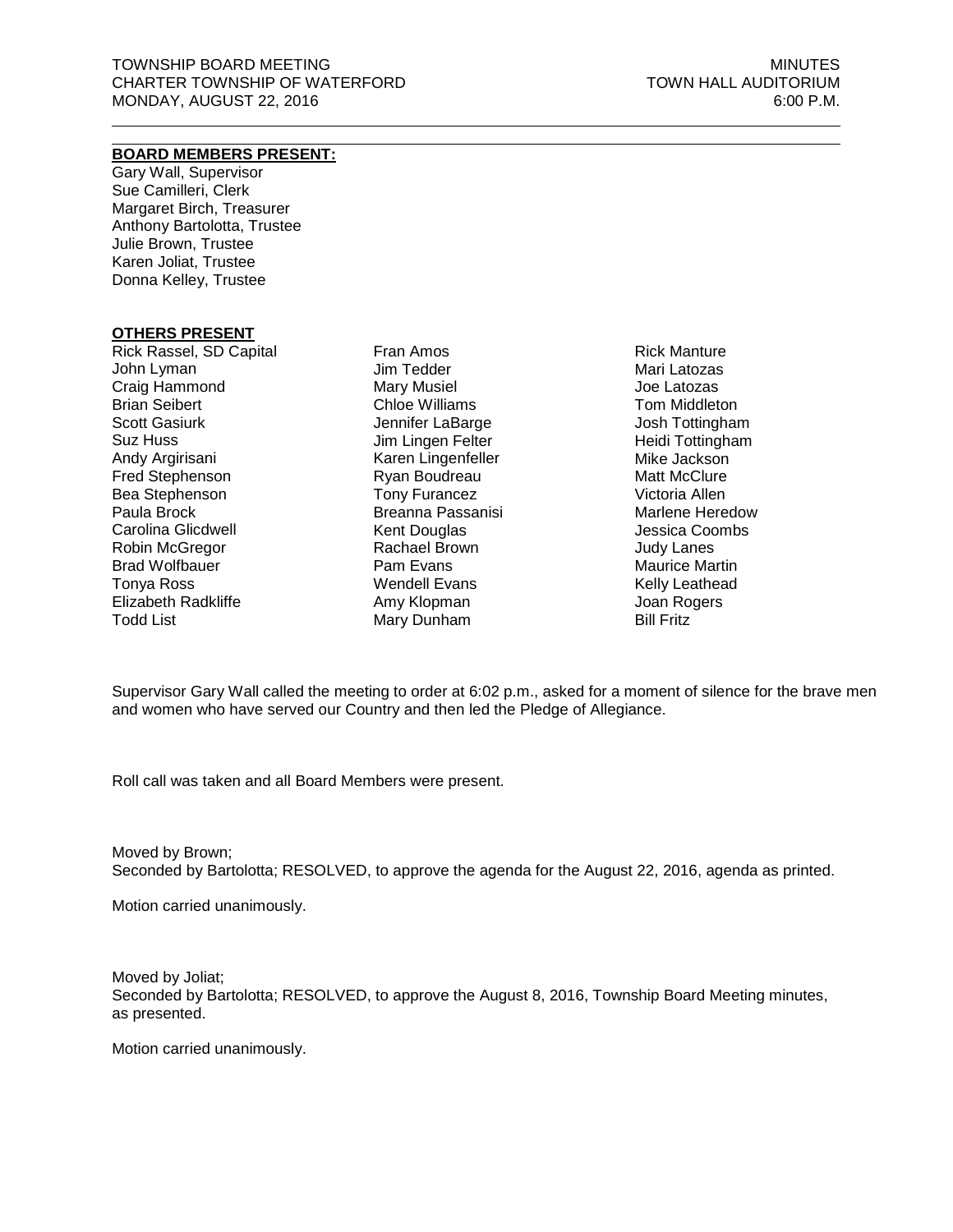TOWNSHIP BOARD MEETING
CHARTER TOWNSHIP OF WATERFORD
MONDAY, AUGUST 22, 2016

MINUTES
TOWN HALL AUDITORIUM
6:00 P.M.

---

**BOARD MEMBERS PRESENT:**

Gary Wall, Supervisor
Sue Camilleri, Clerk
Margaret Birch, Treasurer
Anthony Bartolotta, Trustee
Julie Brown, Trustee
Karen Joliat, Trustee
Donna Kelley, Trustee

**OTHERS PRESENT**

| | | |
|---|---|---|
| Rick Rassel, SD Capital | Fran Amos | Rick Manture |
| John Lyman | Jim Tedder | Mari Latozas |
| Craig Hammond | Mary Musiel | Joe Latozas |
| Brian Seibert | Chloe Williams | Tom Middleton |
| Scott Gasiurk | Jennifer LaBarge | Josh Tottingham |
| Suz Huss | Jim Lingen Felter | Heidi Tottingham |
| Andy Argirisani | Karen Lingenfeller | Mike Jackson |
| Fred Stephenson | Ryan Boudreau | Matt McClure |
| Bea Stephenson | Tony Furancez | Victoria Allen |
| Paula Brock | Breanna Passanisi | Marlene Heredow |
| Carolina Glicdwell | Kent Douglas | Jessica Coombs |
| Robin McGregor | Rachael Brown | Judy Lanes |
| Brad Wolfbauer | Pam Evans | Maurice Martin |
| Tonya Ross | Wendell Evans | Kelly Leathead |
| Elizabeth Radkliffe | Amy Klopman | Joan Rogers |
| Todd List | Mary Dunham | Bill Fritz |

Supervisor Gary Wall called the meeting to order at 6:02 p.m., asked for a moment of silence for the brave men and women who have served our Country and then led the Pledge of Allegiance.

Roll call was taken and all Board Members were present.

Moved by Brown;
Seconded by Bartolotta; RESOLVED, to approve the agenda for the August 22, 2016, agenda as printed.

Motion carried unanimously.

Moved by Joliat;
Seconded by Bartolotta; RESOLVED, to approve the August 8, 2016, Township Board Meeting minutes, as presented.

Motion carried unanimously.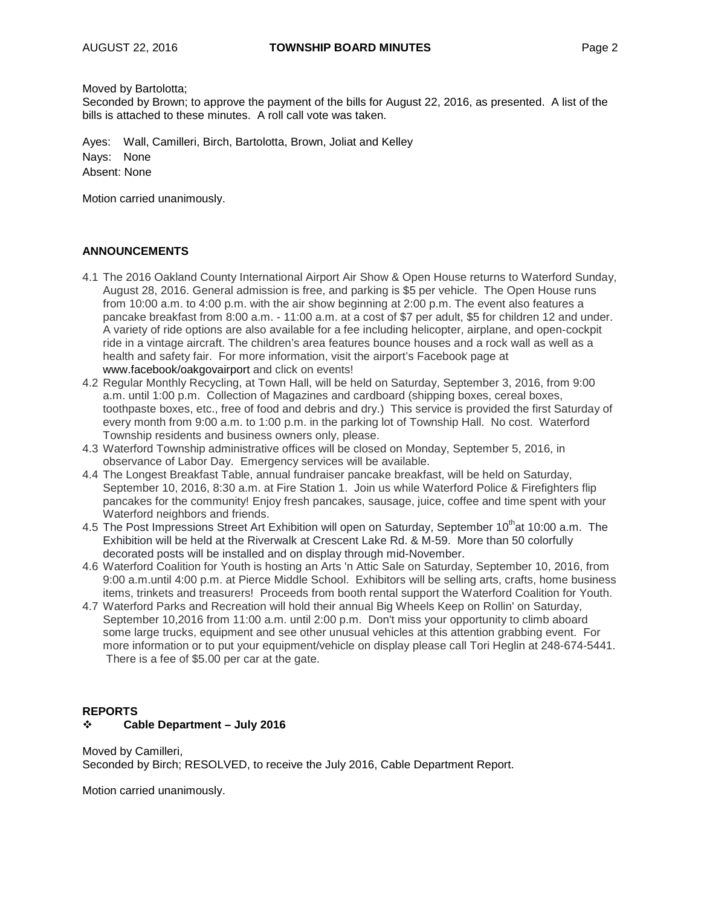Moved by Bartolotta;
Seconded by Brown; to approve the payment of the bills for August 22, 2016, as presented. A list of the bills is attached to these minutes. A roll call vote was taken.

Ayes: Wall, Camilleri, Birch, Bartolotta, Brown, Joliat and Kelley
Nays: None
Absent: None

Motion carried unanimously.

## ANNOUNCEMENTS

4.1 The 2016 Oakland County International Airport Air Show & Open House returns to Waterford Sunday, August 28, 2016. General admission is free, and parking is $5 per vehicle. The Open House runs from 10:00 a.m. to 4:00 p.m. with the air show beginning at 2:00 p.m. The event also features a pancake breakfast from 8:00 a.m. - 11:00 a.m. at a cost of $7 per adult, $5 for children 12 and under. A variety of ride options are also available for a fee including helicopter, airplane, and open-cockpit ride in a vintage aircraft. The children's area features bounce houses and a rock wall as well as a health and safety fair. For more information, visit the airport's Facebook page at www.facebook/oakgovairport and click on events!

4.2 Regular Monthly Recycling, at Town Hall, will be held on Saturday, September 3, 2016, from 9:00 a.m. until 1:00 p.m. Collection of Magazines and cardboard (shipping boxes, cereal boxes, toothpaste boxes, etc., free of food and debris and dry.) This service is provided the first Saturday of every month from 9:00 a.m. to 1:00 p.m. in the parking lot of Township Hall. No cost. Waterford Township residents and business owners only, please.

4.3 Waterford Township administrative offices will be closed on Monday, September 5, 2016, in observance of Labor Day. Emergency services will be available.

4.4 The Longest Breakfast Table, annual fundraiser pancake breakfast, will be held on Saturday, September 10, 2016, 8:30 a.m. at Fire Station 1. Join us while Waterford Police & Firefighters flip pancakes for the community! Enjoy fresh pancakes, sausage, juice, coffee and time spent with your Waterford neighbors and friends.

4.5 The Post Impressions Street Art Exhibition will open on Saturday, September 10th at 10:00 a.m. The Exhibition will be held at the Riverwalk at Crescent Lake Rd. & M-59. More than 50 colorfully decorated posts will be installed and on display through mid-November.

4.6 Waterford Coalition for Youth is hosting an Arts 'n Attic Sale on Saturday, September 10, 2016, from 9:00 a.m.until 4:00 p.m. at Pierce Middle School. Exhibitors will be selling arts, crafts, home business items, trinkets and treasurers! Proceeds from booth rental support the Waterford Coalition for Youth.

4.7 Waterford Parks and Recreation will hold their annual Big Wheels Keep on Rollin' on Saturday, September 10,2016 from 11:00 a.m. until 2:00 p.m. Don't miss your opportunity to climb aboard some large trucks, equipment and see other unusual vehicles at this attention grabbing event. For more information or to put your equipment/vehicle on display please call Tori Heglin at 248-674-5441. There is a fee of $5.00 per car at the gate.

## REPORTS

- **Cable Department – July 2016**

Moved by Camilleri,
Seconded by Birch; RESOLVED, to receive the July 2016, Cable Department Report.

Motion carried unanimously.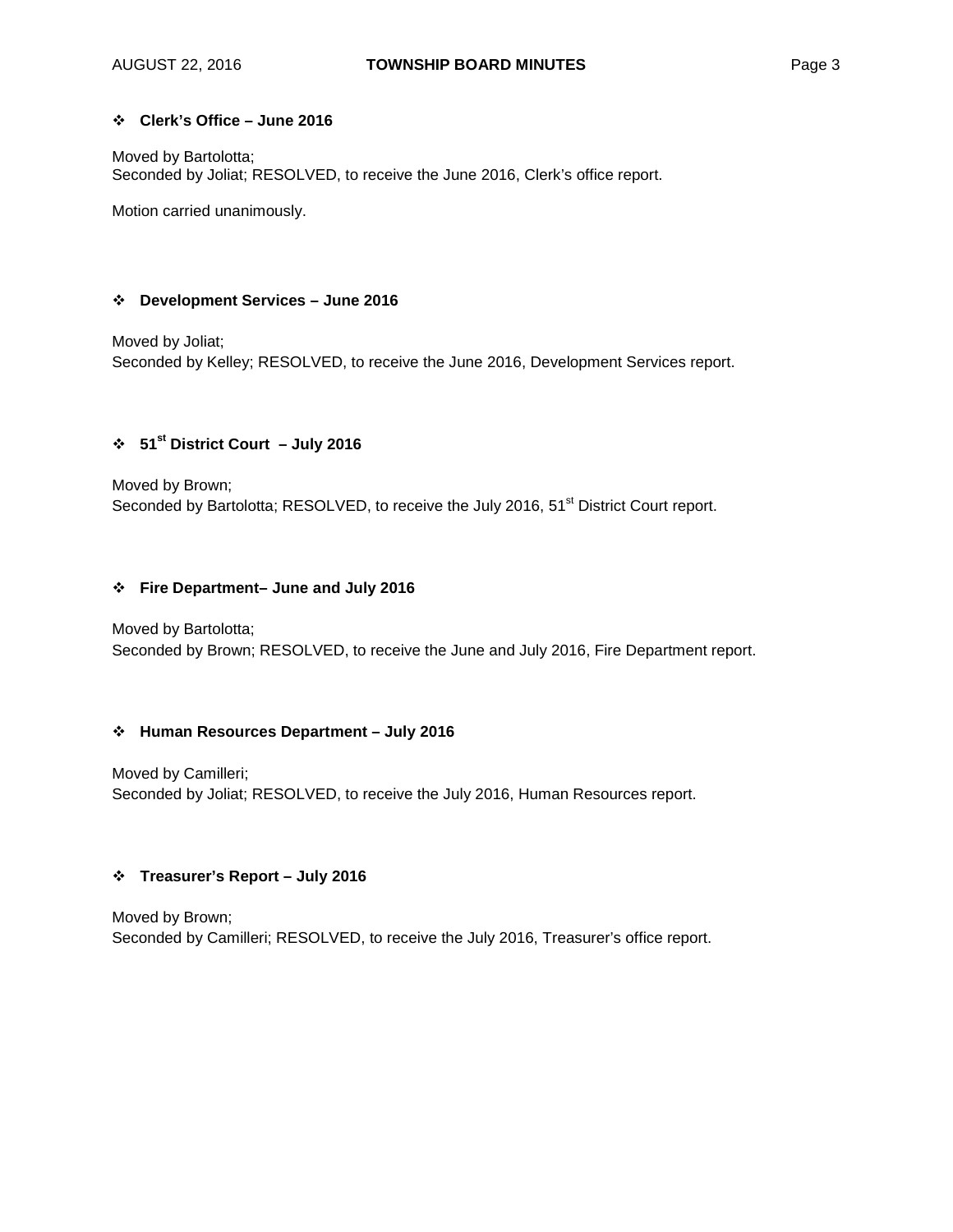- **Clerk's Office – June 2016**

Moved by Bartolotta;
Seconded by Joliat; RESOLVED, to receive the June 2016, Clerk's office report.

Motion carried unanimously.

- **Development Services – June 2016**

Moved by Joliat;
Seconded by Kelley; RESOLVED, to receive the June 2016, Development Services report.

- **51st District Court – July 2016**

Moved by Brown;
Seconded by Bartolotta; RESOLVED, to receive the July 2016, 51st District Court report.

- **Fire Department– June and July 2016**

Moved by Bartolotta;
Seconded by Brown; RESOLVED, to receive the June and July 2016, Fire Department report.

- **Human Resources Department – July 2016**

Moved by Camilleri;
Seconded by Joliat; RESOLVED, to receive the July 2016, Human Resources report.

- **Treasurer's Report – July 2016**

Moved by Brown;
Seconded by Camilleri; RESOLVED, to receive the July 2016, Treasurer's office report.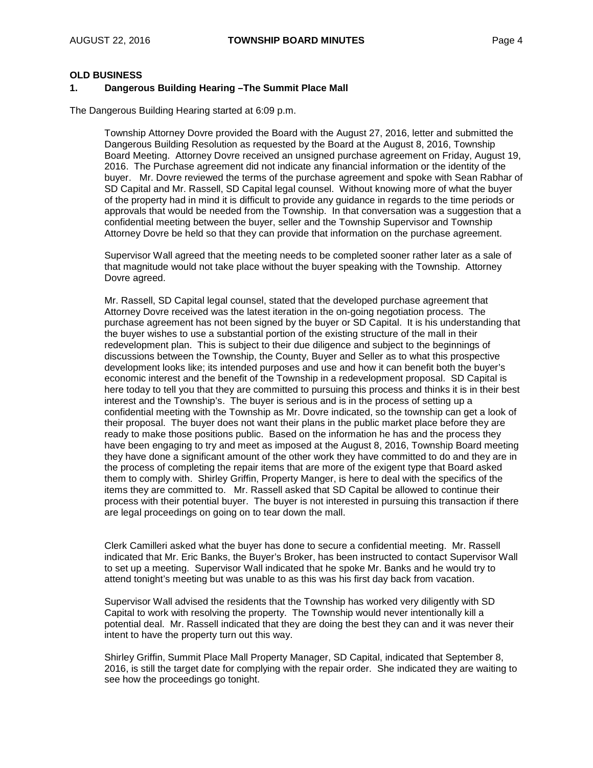**OLD BUSINESS**

**1. Dangerous Building Hearing –The Summit Place Mall**

The Dangerous Building Hearing started at 6:09 p.m.

Township Attorney Dovre provided the Board with the August 27, 2016, letter and submitted the Dangerous Building Resolution as requested by the Board at the August 8, 2016, Township Board Meeting. Attorney Dovre received an unsigned purchase agreement on Friday, August 19, 2016. The Purchase agreement did not indicate any financial information or the identity of the buyer. Mr. Dovre reviewed the terms of the purchase agreement and spoke with Sean Rabhar of SD Capital and Mr. Rassell, SD Capital legal counsel. Without knowing more of what the buyer of the property had in mind it is difficult to provide any guidance in regards to the time periods or approvals that would be needed from the Township. In that conversation was a suggestion that a confidential meeting between the buyer, seller and the Township Supervisor and Township Attorney Dovre be held so that they can provide that information on the purchase agreement.

Supervisor Wall agreed that the meeting needs to be completed sooner rather later as a sale of that magnitude would not take place without the buyer speaking with the Township. Attorney Dovre agreed.

Mr. Rassell, SD Capital legal counsel, stated that the developed purchase agreement that Attorney Dovre received was the latest iteration in the on-going negotiation process. The purchase agreement has not been signed by the buyer or SD Capital. It is his understanding that the buyer wishes to use a substantial portion of the existing structure of the mall in their redevelopment plan. This is subject to their due diligence and subject to the beginnings of discussions between the Township, the County, Buyer and Seller as to what this prospective development looks like; its intended purposes and use and how it can benefit both the buyer's economic interest and the benefit of the Township in a redevelopment proposal. SD Capital is here today to tell you that they are committed to pursuing this process and thinks it is in their best interest and the Township's. The buyer is serious and is in the process of setting up a confidential meeting with the Township as Mr. Dovre indicated, so the township can get a look of their proposal. The buyer does not want their plans in the public market place before they are ready to make those positions public. Based on the information he has and the process they have been engaging to try and meet as imposed at the August 8, 2016, Township Board meeting they have done a significant amount of the other work they have committed to do and they are in the process of completing the repair items that are more of the exigent type that Board asked them to comply with. Shirley Griffin, Property Manger, is here to deal with the specifics of the items they are committed to. Mr. Rassell asked that SD Capital be allowed to continue their process with their potential buyer. The buyer is not interested in pursuing this transaction if there are legal proceedings on going on to tear down the mall.

Clerk Camilleri asked what the buyer has done to secure a confidential meeting. Mr. Rassell indicated that Mr. Eric Banks, the Buyer's Broker, has been instructed to contact Supervisor Wall to set up a meeting. Supervisor Wall indicated that he spoke Mr. Banks and he would try to attend tonight's meeting but was unable to as this was his first day back from vacation.

Supervisor Wall advised the residents that the Township has worked very diligently with SD Capital to work with resolving the property. The Township would never intentionally kill a potential deal. Mr. Rassell indicated that they are doing the best they can and it was never their intent to have the property turn out this way.

Shirley Griffin, Summit Place Mall Property Manager, SD Capital, indicated that September 8, 2016, is still the target date for complying with the repair order. She indicated they are waiting to see how the proceedings go tonight.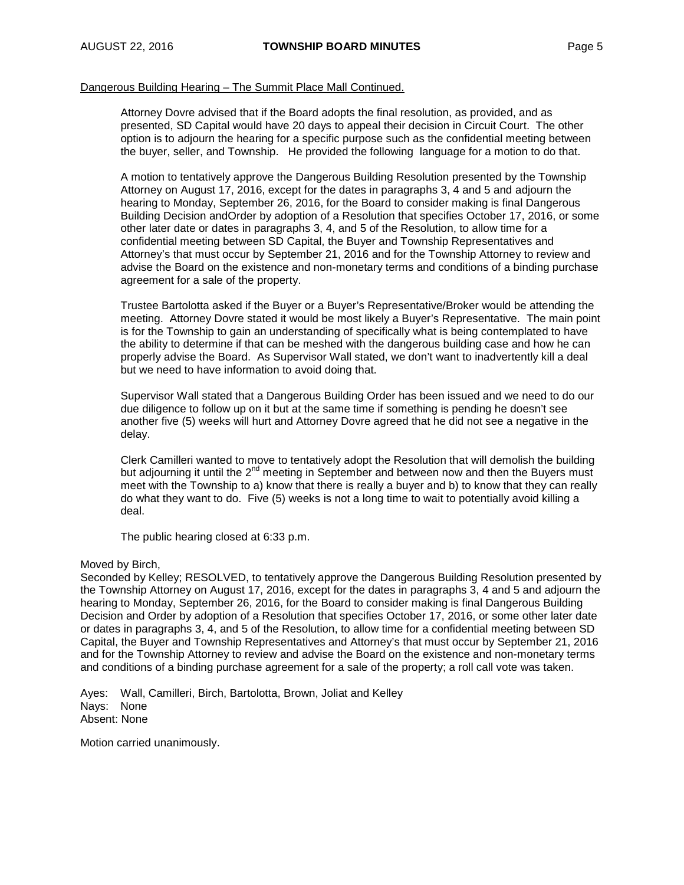Dangerous Building Hearing – The Summit Place Mall Continued.

Attorney Dovre advised that if the Board adopts the final resolution, as provided, and as presented, SD Capital would have 20 days to appeal their decision in Circuit Court. The other option is to adjourn the hearing for a specific purpose such as the confidential meeting between the buyer, seller, and Township. He provided the following language for a motion to do that.

A motion to tentatively approve the Dangerous Building Resolution presented by the Township Attorney on August 17, 2016, except for the dates in paragraphs 3, 4 and 5 and adjourn the hearing to Monday, September 26, 2016, for the Board to consider making is final Dangerous Building Decision andOrder by adoption of a Resolution that specifies October 17, 2016, or some other later date or dates in paragraphs 3, 4, and 5 of the Resolution, to allow time for a confidential meeting between SD Capital, the Buyer and Township Representatives and Attorney's that must occur by September 21, 2016 and for the Township Attorney to review and advise the Board on the existence and non-monetary terms and conditions of a binding purchase agreement for a sale of the property.

Trustee Bartolotta asked if the Buyer or a Buyer's Representative/Broker would be attending the meeting. Attorney Dovre stated it would be most likely a Buyer's Representative. The main point is for the Township to gain an understanding of specifically what is being contemplated to have the ability to determine if that can be meshed with the dangerous building case and how he can properly advise the Board. As Supervisor Wall stated, we don't want to inadvertently kill a deal but we need to have information to avoid doing that.

Supervisor Wall stated that a Dangerous Building Order has been issued and we need to do our due diligence to follow up on it but at the same time if something is pending he doesn't see another five (5) weeks will hurt and Attorney Dovre agreed that he did not see a negative in the delay.

Clerk Camilleri wanted to move to tentatively adopt the Resolution that will demolish the building but adjourning it until the 2nd meeting in September and between now and then the Buyers must meet with the Township to a) know that there is really a buyer and b) to know that they can really do what they want to do. Five (5) weeks is not a long time to wait to potentially avoid killing a deal.

The public hearing closed at 6:33 p.m.

Moved by Birch,
Seconded by Kelley; RESOLVED, to tentatively approve the Dangerous Building Resolution presented by the Township Attorney on August 17, 2016, except for the dates in paragraphs 3, 4 and 5 and adjourn the hearing to Monday, September 26, 2016, for the Board to consider making is final Dangerous Building Decision and Order by adoption of a Resolution that specifies October 17, 2016, or some other later date or dates in paragraphs 3, 4, and 5 of the Resolution, to allow time for a confidential meeting between SD Capital, the Buyer and Township Representatives and Attorney's that must occur by September 21, 2016 and for the Township Attorney to review and advise the Board on the existence and non-monetary terms and conditions of a binding purchase agreement for a sale of the property; a roll call vote was taken.

Ayes: Wall, Camilleri, Birch, Bartolotta, Brown, Joliat and Kelley
Nays: None
Absent: None

Motion carried unanimously.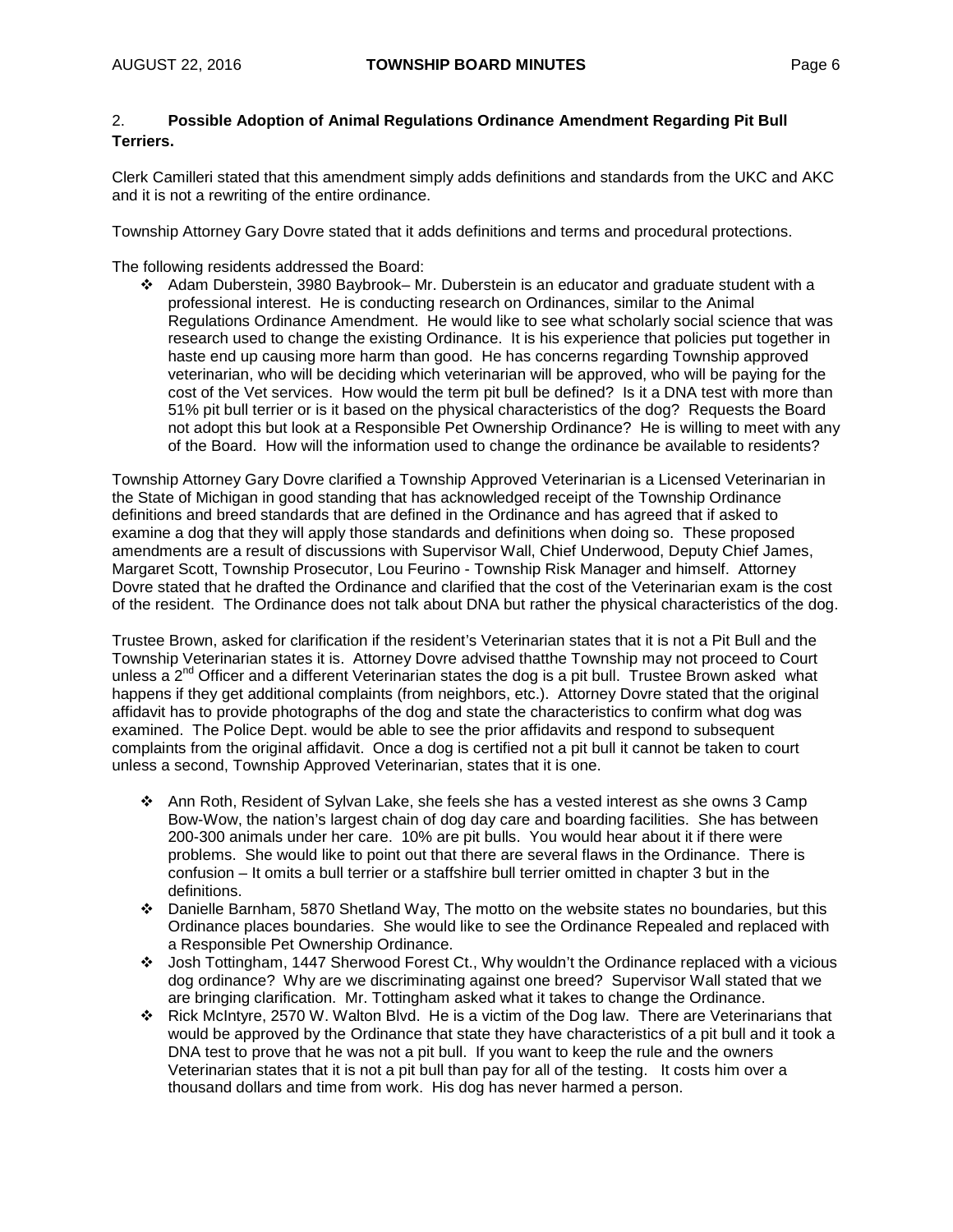2. **Possible Adoption of Animal Regulations Ordinance Amendment Regarding Pit Bull Terriers.**

Clerk Camilleri stated that this amendment simply adds definitions and standards from the UKC and AKC and it is not a rewriting of the entire ordinance.

Township Attorney Gary Dovre stated that it adds definitions and terms and procedural protections.

The following residents addressed the Board:

- Adam Duberstein, 3980 Baybrook– Mr. Duberstein is an educator and graduate student with a professional interest. He is conducting research on Ordinances, similar to the Animal Regulations Ordinance Amendment. He would like to see what scholarly social science that was research used to change the existing Ordinance. It is his experience that policies put together in haste end up causing more harm than good. He has concerns regarding Township approved veterinarian, who will be deciding which veterinarian will be approved, who will be paying for the cost of the Vet services. How would the term pit bull be defined? Is it a DNA test with more than 51% pit bull terrier or is it based on the physical characteristics of the dog? Requests the Board not adopt this but look at a Responsible Pet Ownership Ordinance? He is willing to meet with any of the Board. How will the information used to change the ordinance be available to residents?

Township Attorney Gary Dovre clarified a Township Approved Veterinarian is a Licensed Veterinarian in the State of Michigan in good standing that has acknowledged receipt of the Township Ordinance definitions and breed standards that are defined in the Ordinance and has agreed that if asked to examine a dog that they will apply those standards and definitions when doing so. These proposed amendments are a result of discussions with Supervisor Wall, Chief Underwood, Deputy Chief James, Margaret Scott, Township Prosecutor, Lou Feurino - Township Risk Manager and himself. Attorney Dovre stated that he drafted the Ordinance and clarified that the cost of the Veterinarian exam is the cost of the resident. The Ordinance does not talk about DNA but rather the physical characteristics of the dog.

Trustee Brown, asked for clarification if the resident's Veterinarian states that it is not a Pit Bull and the Township Veterinarian states it is. Attorney Dovre advised thatthe Township may not proceed to Court unless a 2nd Officer and a different Veterinarian states the dog is a pit bull. Trustee Brown asked what happens if they get additional complaints (from neighbors, etc.). Attorney Dovre stated that the original affidavit has to provide photographs of the dog and state the characteristics to confirm what dog was examined. The Police Dept. would be able to see the prior affidavits and respond to subsequent complaints from the original affidavit. Once a dog is certified not a pit bull it cannot be taken to court unless a second, Township Approved Veterinarian, states that it is one.

- Ann Roth, Resident of Sylvan Lake, she feels she has a vested interest as she owns 3 Camp Bow-Wow, the nation's largest chain of dog day care and boarding facilities. She has between 200-300 animals under her care. 10% are pit bulls. You would hear about it if there were problems. She would like to point out that there are several flaws in the Ordinance. There is confusion – It omits a bull terrier or a staffshire bull terrier omitted in chapter 3 but in the definitions.
- Danielle Barnham, 5870 Shetland Way, The motto on the website states no boundaries, but this Ordinance places boundaries. She would like to see the Ordinance Repealed and replaced with a Responsible Pet Ownership Ordinance.
- Josh Tottingham, 1447 Sherwood Forest Ct., Why wouldn't the Ordinance replaced with a vicious dog ordinance? Why are we discriminating against one breed? Supervisor Wall stated that we are bringing clarification. Mr. Tottingham asked what it takes to change the Ordinance.
- Rick McIntyre, 2570 W. Walton Blvd. He is a victim of the Dog law. There are Veterinarians that would be approved by the Ordinance that state they have characteristics of a pit bull and it took a DNA test to prove that he was not a pit bull. If you want to keep the rule and the owners Veterinarian states that it is not a pit bull than pay for all of the testing. It costs him over a thousand dollars and time from work. His dog has never harmed a person.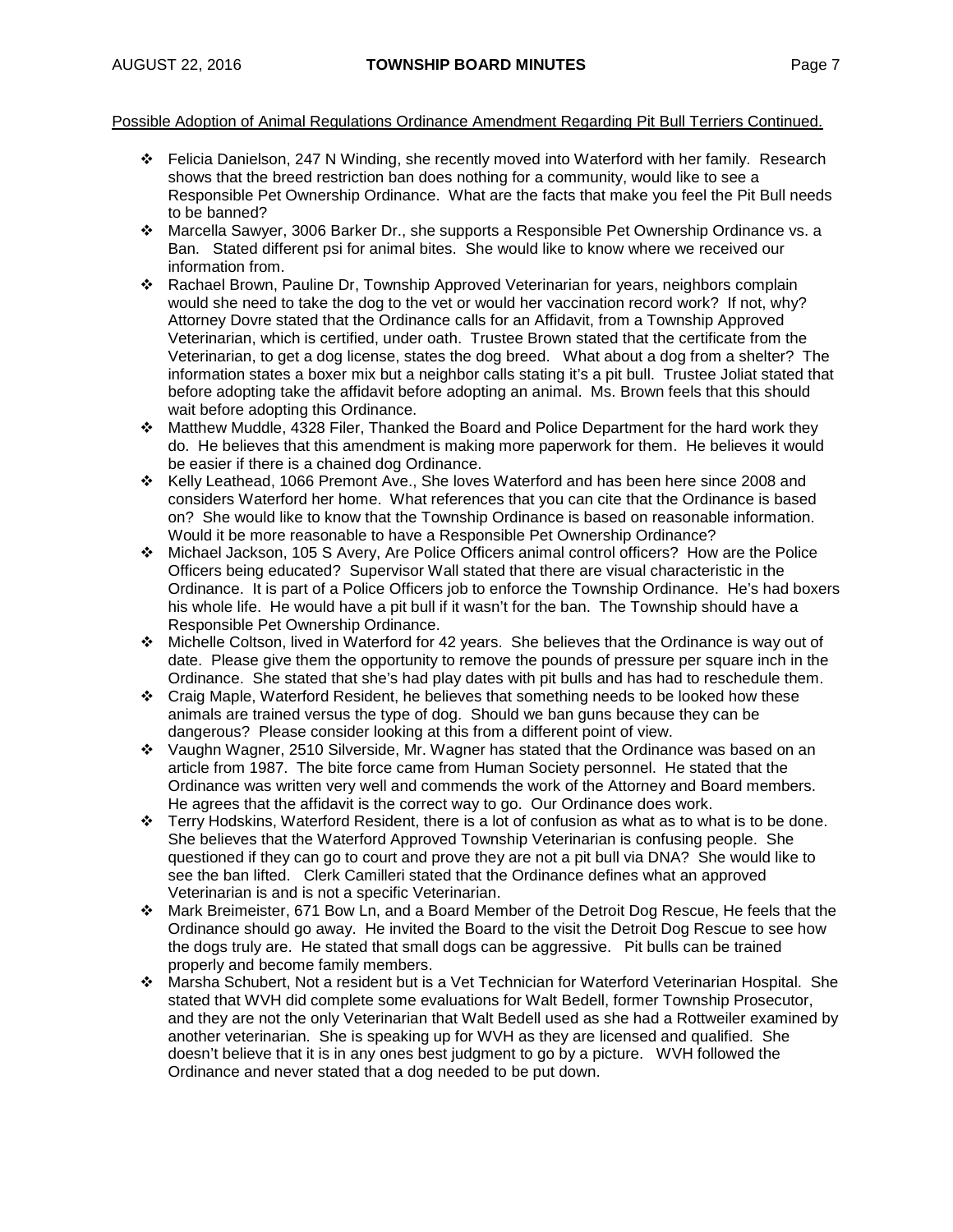Possible Adoption of Animal Regulations Ordinance Amendment Regarding Pit Bull Terriers Continued.

- Felicia Danielson, 247 N Winding, she recently moved into Waterford with her family. Research shows that the breed restriction ban does nothing for a community, would like to see a Responsible Pet Ownership Ordinance. What are the facts that make you feel the Pit Bull needs to be banned?
- Marcella Sawyer, 3006 Barker Dr., she supports a Responsible Pet Ownership Ordinance vs. a Ban. Stated different psi for animal bites. She would like to know where we received our information from.
- Rachael Brown, Pauline Dr, Township Approved Veterinarian for years, neighbors complain would she need to take the dog to the vet or would her vaccination record work? If not, why? Attorney Dovre stated that the Ordinance calls for an Affidavit, from a Township Approved Veterinarian, which is certified, under oath. Trustee Brown stated that the certificate from the Veterinarian, to get a dog license, states the dog breed. What about a dog from a shelter? The information states a boxer mix but a neighbor calls stating it's a pit bull. Trustee Joliat stated that before adopting take the affidavit before adopting an animal. Ms. Brown feels that this should wait before adopting this Ordinance.
- Matthew Muddle, 4328 Filer, Thanked the Board and Police Department for the hard work they do. He believes that this amendment is making more paperwork for them. He believes it would be easier if there is a chained dog Ordinance.
- Kelly Leathead, 1066 Premont Ave., She loves Waterford and has been here since 2008 and considers Waterford her home. What references that you can cite that the Ordinance is based on? She would like to know that the Township Ordinance is based on reasonable information. Would it be more reasonable to have a Responsible Pet Ownership Ordinance?
- Michael Jackson, 105 S Avery, Are Police Officers animal control officers? How are the Police Officers being educated? Supervisor Wall stated that there are visual characteristic in the Ordinance. It is part of a Police Officers job to enforce the Township Ordinance. He's had boxers his whole life. He would have a pit bull if it wasn't for the ban. The Township should have a Responsible Pet Ownership Ordinance.
- Michelle Coltson, lived in Waterford for 42 years. She believes that the Ordinance is way out of date. Please give them the opportunity to remove the pounds of pressure per square inch in the Ordinance. She stated that she's had play dates with pit bulls and has had to reschedule them.
- Craig Maple, Waterford Resident, he believes that something needs to be looked how these animals are trained versus the type of dog. Should we ban guns because they can be dangerous? Please consider looking at this from a different point of view.
- Vaughn Wagner, 2510 Silverside, Mr. Wagner has stated that the Ordinance was based on an article from 1987. The bite force came from Human Society personnel. He stated that the Ordinance was written very well and commends the work of the Attorney and Board members. He agrees that the affidavit is the correct way to go. Our Ordinance does work.
- Terry Hodskins, Waterford Resident, there is a lot of confusion as what as to what is to be done. She believes that the Waterford Approved Township Veterinarian is confusing people. She questioned if they can go to court and prove they are not a pit bull via DNA? She would like to see the ban lifted. Clerk Camilleri stated that the Ordinance defines what an approved Veterinarian is and is not a specific Veterinarian.
- Mark Breimeister, 671 Bow Ln, and a Board Member of the Detroit Dog Rescue, He feels that the Ordinance should go away. He invited the Board to the visit the Detroit Dog Rescue to see how the dogs truly are. He stated that small dogs can be aggressive. Pit bulls can be trained properly and become family members.
- Marsha Schubert, Not a resident but is a Vet Technician for Waterford Veterinarian Hospital. She stated that WVH did complete some evaluations for Walt Bedell, former Township Prosecutor, and they are not the only Veterinarian that Walt Bedell used as she had a Rottweiler examined by another veterinarian. She is speaking up for WVH as they are licensed and qualified. She doesn't believe that it is in any ones best judgment to go by a picture. WVH followed the Ordinance and never stated that a dog needed to be put down.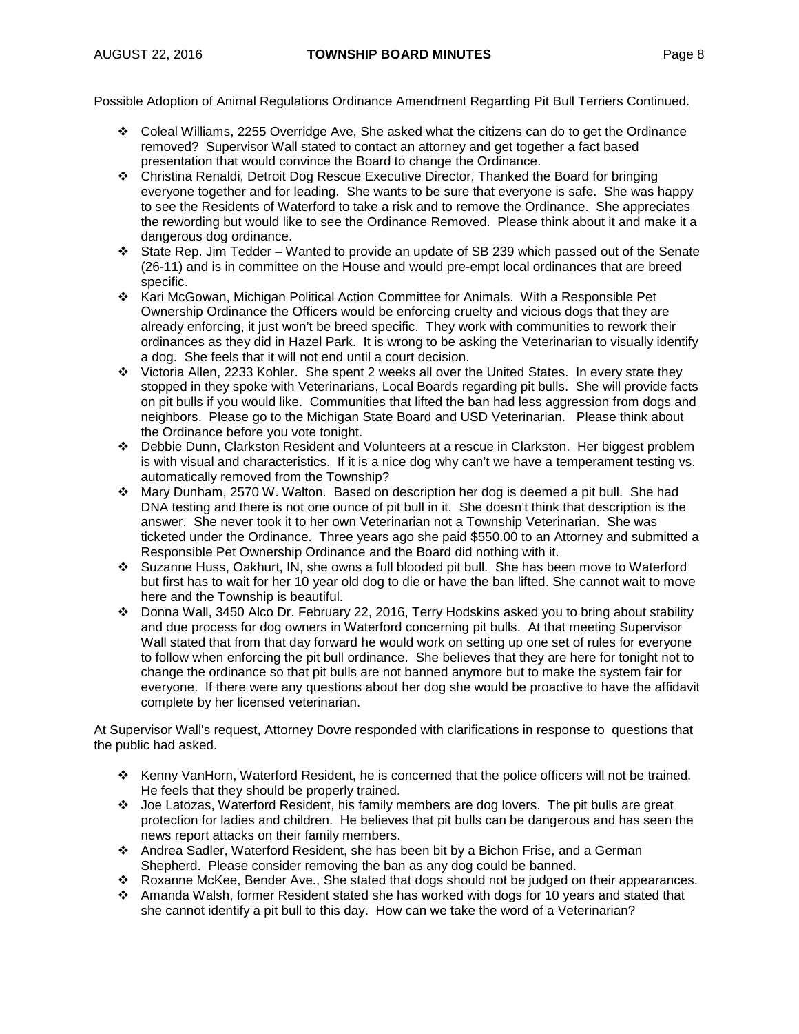Possible Adoption of Animal Regulations Ordinance Amendment Regarding Pit Bull Terriers Continued.

- Coleal Williams, 2255 Overridge Ave, She asked what the citizens can do to get the Ordinance removed? Supervisor Wall stated to contact an attorney and get together a fact based presentation that would convince the Board to change the Ordinance.
- Christina Renaldi, Detroit Dog Rescue Executive Director, Thanked the Board for bringing everyone together and for leading. She wants to be sure that everyone is safe. She was happy to see the Residents of Waterford to take a risk and to remove the Ordinance. She appreciates the rewording but would like to see the Ordinance Removed. Please think about it and make it a dangerous dog ordinance.
- State Rep. Jim Tedder – Wanted to provide an update of SB 239 which passed out of the Senate (26-11) and is in committee on the House and would pre-empt local ordinances that are breed specific.
- Kari McGowan, Michigan Political Action Committee for Animals. With a Responsible Pet Ownership Ordinance the Officers would be enforcing cruelty and vicious dogs that they are already enforcing, it just won't be breed specific. They work with communities to rework their ordinances as they did in Hazel Park. It is wrong to be asking the Veterinarian to visually identify a dog. She feels that it will not end until a court decision.
- Victoria Allen, 2233 Kohler. She spent 2 weeks all over the United States. In every state they stopped in they spoke with Veterinarians, Local Boards regarding pit bulls. She will provide facts on pit bulls if you would like. Communities that lifted the ban had less aggression from dogs and neighbors. Please go to the Michigan State Board and USD Veterinarian. Please think about the Ordinance before you vote tonight.
- Debbie Dunn, Clarkston Resident and Volunteers at a rescue in Clarkston. Her biggest problem is with visual and characteristics. If it is a nice dog why can't we have a temperament testing vs. automatically removed from the Township?
- Mary Dunham, 2570 W. Walton. Based on description her dog is deemed a pit bull. She had DNA testing and there is not one ounce of pit bull in it. She doesn't think that description is the answer. She never took it to her own Veterinarian not a Township Veterinarian. She was ticketed under the Ordinance. Three years ago she paid $550.00 to an Attorney and submitted a Responsible Pet Ownership Ordinance and the Board did nothing with it.
- Suzanne Huss, Oakhurt, IN, she owns a full blooded pit bull. She has been move to Waterford but first has to wait for her 10 year old dog to die or have the ban lifted. She cannot wait to move here and the Township is beautiful.
- Donna Wall, 3450 Alco Dr. February 22, 2016, Terry Hodskins asked you to bring about stability and due process for dog owners in Waterford concerning pit bulls. At that meeting Supervisor Wall stated that from that day forward he would work on setting up one set of rules for everyone to follow when enforcing the pit bull ordinance. She believes that they are here for tonight not to change the ordinance so that pit bulls are not banned anymore but to make the system fair for everyone. If there were any questions about her dog she would be proactive to have the affidavit complete by her licensed veterinarian.

At Supervisor Wall's request, Attorney Dovre responded with clarifications in response to questions that the public had asked.

- Kenny VanHorn, Waterford Resident, he is concerned that the police officers will not be trained. He feels that they should be properly trained.
- Joe Latozas, Waterford Resident, his family members are dog lovers. The pit bulls are great protection for ladies and children. He believes that pit bulls can be dangerous and has seen the news report attacks on their family members.
- Andrea Sadler, Waterford Resident, she has been bit by a Bichon Frise, and a German Shepherd. Please consider removing the ban as any dog could be banned.
- Roxanne McKee, Bender Ave., She stated that dogs should not be judged on their appearances.
- Amanda Walsh, former Resident stated she has worked with dogs for 10 years and stated that she cannot identify a pit bull to this day. How can we take the word of a Veterinarian?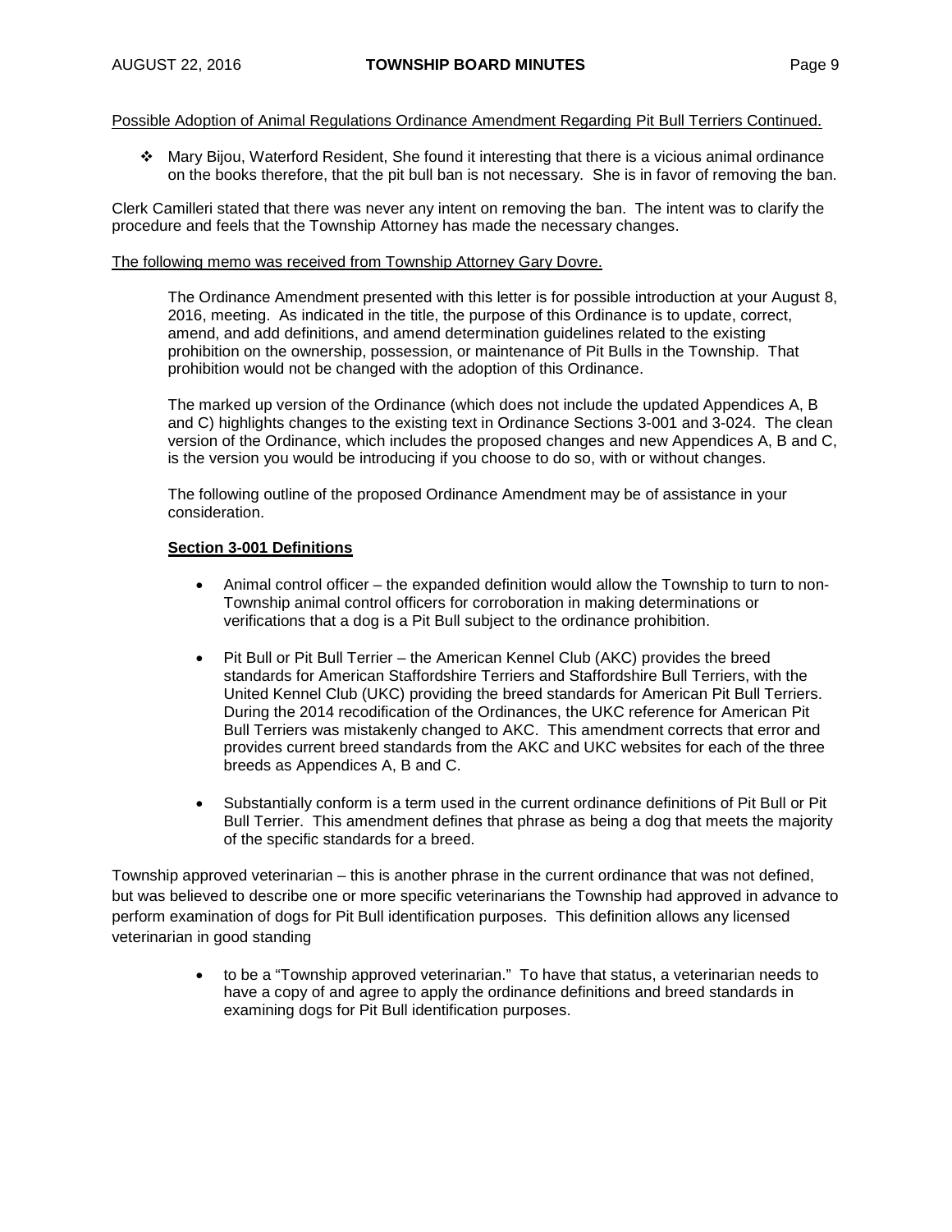Possible Adoption of Animal Regulations Ordinance Amendment Regarding Pit Bull Terriers Continued.

- Mary Bijou, Waterford Resident, She found it interesting that there is a vicious animal ordinance on the books therefore, that the pit bull ban is not necessary. She is in favor of removing the ban.

Clerk Camilleri stated that there was never any intent on removing the ban. The intent was to clarify the procedure and feels that the Township Attorney has made the necessary changes.

The following memo was received from Township Attorney Gary Dovre.

> The Ordinance Amendment presented with this letter is for possible introduction at your August 8, 2016, meeting. As indicated in the title, the purpose of this Ordinance is to update, correct, amend, and add definitions, and amend determination guidelines related to the existing prohibition on the ownership, possession, or maintenance of Pit Bulls in the Township. That prohibition would not be changed with the adoption of this Ordinance.
>
> The marked up version of the Ordinance (which does not include the updated Appendices A, B and C) highlights changes to the existing text in Ordinance Sections 3-001 and 3-024. The clean version of the Ordinance, which includes the proposed changes and new Appendices A, B and C, is the version you would be introducing if you choose to do so, with or without changes.
>
> The following outline of the proposed Ordinance Amendment may be of assistance in your consideration.
>
> **Section 3-001 Definitions**
>
> - Animal control officer – the expanded definition would allow the Township to turn to non-Township animal control officers for corroboration in making determinations or verifications that a dog is a Pit Bull subject to the ordinance prohibition.
> - Pit Bull or Pit Bull Terrier – the American Kennel Club (AKC) provides the breed standards for American Staffordshire Terriers and Staffordshire Bull Terriers, with the United Kennel Club (UKC) providing the breed standards for American Pit Bull Terriers. During the 2014 recodification of the Ordinances, the UKC reference for American Pit Bull Terriers was mistakenly changed to AKC. This amendment corrects that error and provides current breed standards from the AKC and UKC websites for each of the three breeds as Appendices A, B and C.
> - Substantially conform is a term used in the current ordinance definitions of Pit Bull or Pit Bull Terrier. This amendment defines that phrase as being a dog that meets the majority of the specific standards for a breed.

Township approved veterinarian – this is another phrase in the current ordinance that was not defined, but was believed to describe one or more specific veterinarians the Township had approved in advance to perform examination of dogs for Pit Bull identification purposes. This definition allows any licensed veterinarian in good standing

- to be a "Township approved veterinarian." To have that status, a veterinarian needs to have a copy of and agree to apply the ordinance definitions and breed standards in examining dogs for Pit Bull identification purposes.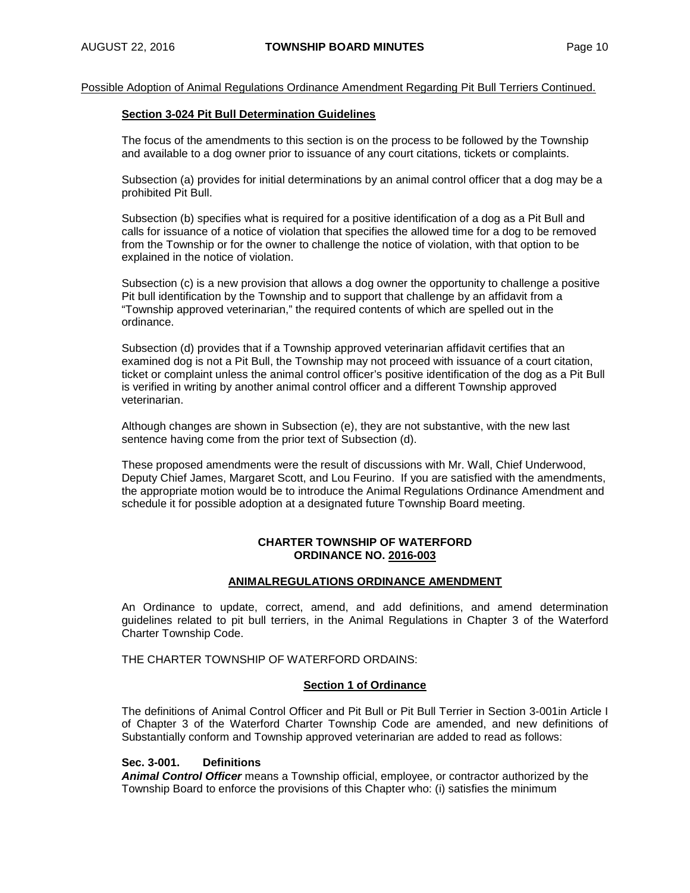Possible Adoption of Animal Regulations Ordinance Amendment Regarding Pit Bull Terriers Continued.

**Section 3-024 Pit Bull Determination Guidelines**

The focus of the amendments to this section is on the process to be followed by the Township and available to a dog owner prior to issuance of any court citations, tickets or complaints.

Subsection (a) provides for initial determinations by an animal control officer that a dog may be a prohibited Pit Bull.

Subsection (b) specifies what is required for a positive identification of a dog as a Pit Bull and calls for issuance of a notice of violation that specifies the allowed time for a dog to be removed from the Township or for the owner to challenge the notice of violation, with that option to be explained in the notice of violation.

Subsection (c) is a new provision that allows a dog owner the opportunity to challenge a positive Pit bull identification by the Township and to support that challenge by an affidavit from a "Township approved veterinarian," the required contents of which are spelled out in the ordinance.

Subsection (d) provides that if a Township approved veterinarian affidavit certifies that an examined dog is not a Pit Bull, the Township may not proceed with issuance of a court citation, ticket or complaint unless the animal control officer's positive identification of the dog as a Pit Bull is verified in writing by another animal control officer and a different Township approved veterinarian.

Although changes are shown in Subsection (e), they are not substantive, with the new last sentence having come from the prior text of Subsection (d).

These proposed amendments were the result of discussions with Mr. Wall, Chief Underwood, Deputy Chief James, Margaret Scott, and Lou Feurino. If you are satisfied with the amendments, the appropriate motion would be to introduce the Animal Regulations Ordinance Amendment and schedule it for possible adoption at a designated future Township Board meeting.

**CHARTER TOWNSHIP OF WATERFORD**
**ORDINANCE NO. 2016-003**

**ANIMALREGULATIONS ORDINANCE AMENDMENT**

An Ordinance to update, correct, amend, and add definitions, and amend determination guidelines related to pit bull terriers, in the Animal Regulations in Chapter 3 of the Waterford Charter Township Code.

THE CHARTER TOWNSHIP OF WATERFORD ORDAINS:

**Section 1 of Ordinance**

The definitions of Animal Control Officer and Pit Bull or Pit Bull Terrier in Section 3-001in Article I of Chapter 3 of the Waterford Charter Township Code are amended, and new definitions of Substantially conform and Township approved veterinarian are added to read as follows:

**Sec. 3-001. Definitions**

***Animal Control Officer*** means a Township official, employee, or contractor authorized by the Township Board to enforce the provisions of this Chapter who: (i) satisfies the minimum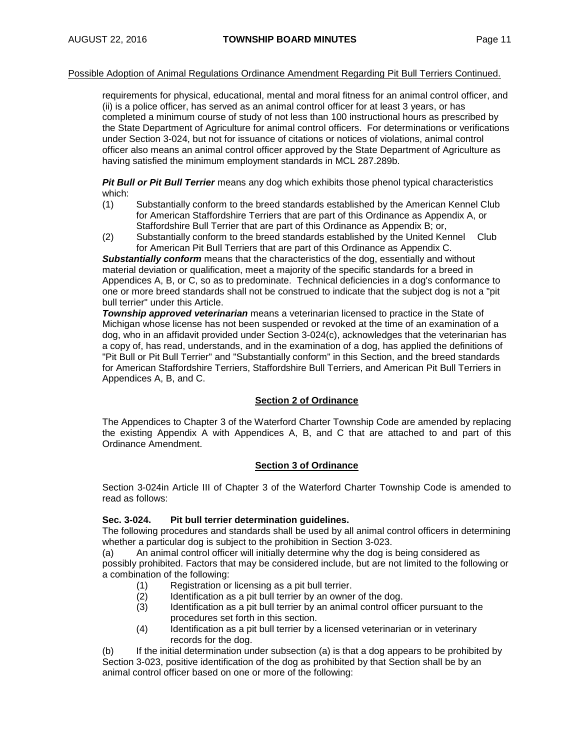Possible Adoption of Animal Regulations Ordinance Amendment Regarding Pit Bull Terriers Continued.

requirements for physical, educational, mental and moral fitness for an animal control officer, and (ii) is a police officer, has served as an animal control officer for at least 3 years, or has completed a minimum course of study of not less than 100 instructional hours as prescribed by the State Department of Agriculture for animal control officers. For determinations or verifications under Section 3-024, but not for issuance of citations or notices of violations, animal control officer also means an animal control officer approved by the State Department of Agriculture as having satisfied the minimum employment standards in MCL 287.289b.

***Pit Bull or Pit Bull Terrier*** means any dog which exhibits those phenol typical characteristics which:

(1) Substantially conform to the breed standards established by the American Kennel Club for American Staffordshire Terriers that are part of this Ordinance as Appendix A, or Staffordshire Bull Terrier that are part of this Ordinance as Appendix B; or,

(2) Substantially conform to the breed standards established by the United Kennel Club for American Pit Bull Terriers that are part of this Ordinance as Appendix C.

***Substantially conform*** means that the characteristics of the dog, essentially and without material deviation or qualification, meet a majority of the specific standards for a breed in Appendices A, B, or C, so as to predominate. Technical deficiencies in a dog's conformance to one or more breed standards shall not be construed to indicate that the subject dog is not a "pit bull terrier" under this Article.

***Township approved veterinarian*** means a veterinarian licensed to practice in the State of Michigan whose license has not been suspended or revoked at the time of an examination of a dog, who in an affidavit provided under Section 3-024(c), acknowledges that the veterinarian has a copy of, has read, understands, and in the examination of a dog, has applied the definitions of "Pit Bull or Pit Bull Terrier" and "Substantially conform" in this Section, and the breed standards for American Staffordshire Terriers, Staffordshire Bull Terriers, and American Pit Bull Terriers in Appendices A, B, and C.

**Section 2 of Ordinance**

The Appendices to Chapter 3 of the Waterford Charter Township Code are amended by replacing the existing Appendix A with Appendices A, B, and C that are attached to and part of this Ordinance Amendment.

**Section 3 of Ordinance**

Section 3-024in Article III of Chapter 3 of the Waterford Charter Township Code is amended to read as follows:

**Sec. 3-024. Pit bull terrier determination guidelines.**

The following procedures and standards shall be used by all animal control officers in determining whether a particular dog is subject to the prohibition in Section 3-023.

(a) An animal control officer will initially determine why the dog is being considered as possibly prohibited. Factors that may be considered include, but are not limited to the following or a combination of the following:

(1) Registration or licensing as a pit bull terrier.

(2) Identification as a pit bull terrier by an owner of the dog.

(3) Identification as a pit bull terrier by an animal control officer pursuant to the procedures set forth in this section.

(4) Identification as a pit bull terrier by a licensed veterinarian or in veterinary records for the dog.

(b) If the initial determination under subsection (a) is that a dog appears to be prohibited by Section 3-023, positive identification of the dog as prohibited by that Section shall be by an animal control officer based on one or more of the following: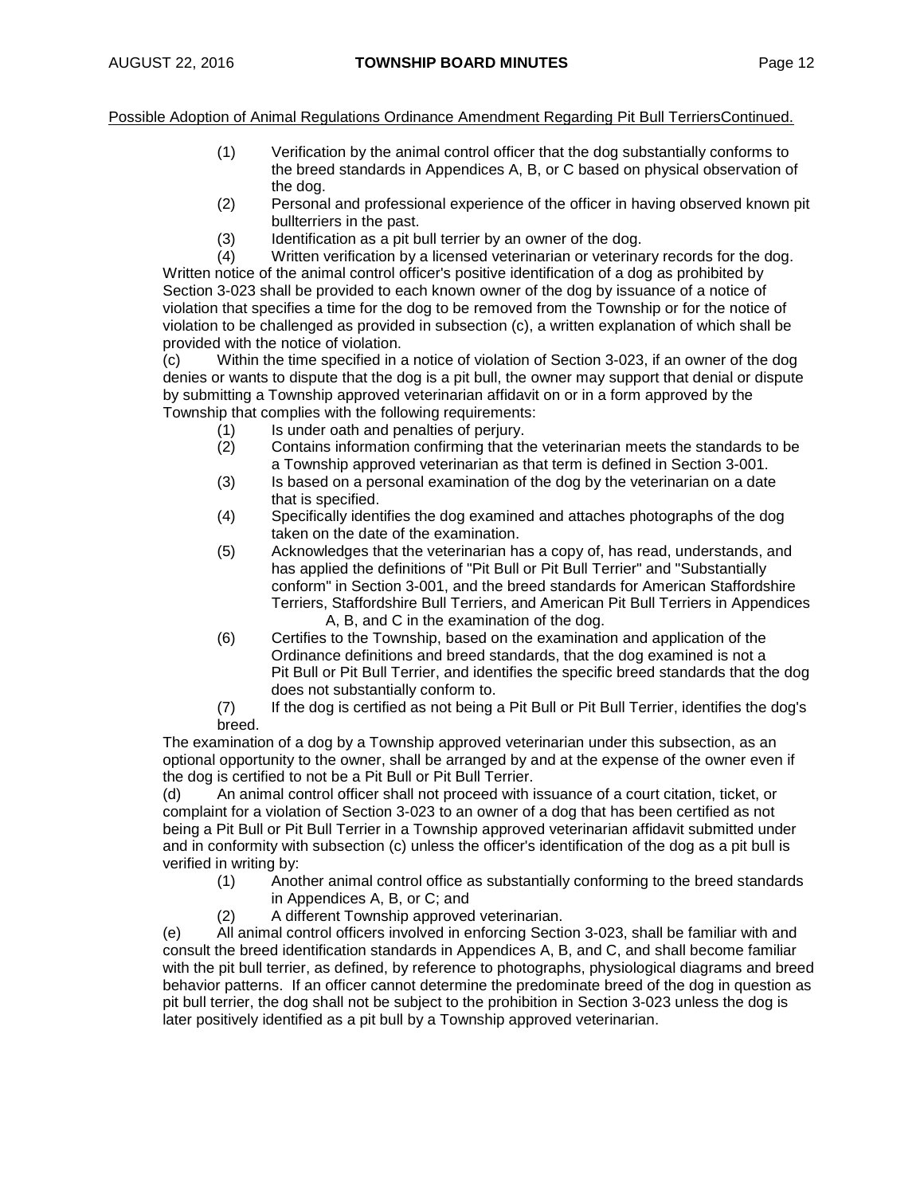Possible Adoption of Animal Regulations Ordinance Amendment Regarding Pit Bull TerriersContinued.

(1) Verification by the animal control officer that the dog substantially conforms to the breed standards in Appendices A, B, or C based on physical observation of the dog.

(2) Personal and professional experience of the officer in having observed known pit bullterriers in the past.

(3) Identification as a pit bull terrier by an owner of the dog.

(4) Written verification by a licensed veterinarian or veterinary records for the dog.

Written notice of the animal control officer's positive identification of a dog as prohibited by Section 3-023 shall be provided to each known owner of the dog by issuance of a notice of violation that specifies a time for the dog to be removed from the Township or for the notice of violation to be challenged as provided in subsection (c), a written explanation of which shall be provided with the notice of violation.

(c) Within the time specified in a notice of violation of Section 3-023, if an owner of the dog denies or wants to dispute that the dog is a pit bull, the owner may support that denial or dispute by submitting a Township approved veterinarian affidavit on or in a form approved by the Township that complies with the following requirements:

(1) Is under oath and penalties of perjury.

(2) Contains information confirming that the veterinarian meets the standards to be a Township approved veterinarian as that term is defined in Section 3-001.

(3) Is based on a personal examination of the dog by the veterinarian on a date that is specified.

(4) Specifically identifies the dog examined and attaches photographs of the dog taken on the date of the examination.

(5) Acknowledges that the veterinarian has a copy of, has read, understands, and has applied the definitions of "Pit Bull or Pit Bull Terrier" and "Substantially conform" in Section 3-001, and the breed standards for American Staffordshire Terriers, Staffordshire Bull Terriers, and American Pit Bull Terriers in Appendices A, B, and C in the examination of the dog.

(6) Certifies to the Township, based on the examination and application of the Ordinance definitions and breed standards, that the dog examined is not a Pit Bull or Pit Bull Terrier, and identifies the specific breed standards that the dog does not substantially conform to.

(7) If the dog is certified as not being a Pit Bull or Pit Bull Terrier, identifies the dog's breed.

The examination of a dog by a Township approved veterinarian under this subsection, as an optional opportunity to the owner, shall be arranged by and at the expense of the owner even if the dog is certified to not be a Pit Bull or Pit Bull Terrier.

(d) An animal control officer shall not proceed with issuance of a court citation, ticket, or complaint for a violation of Section 3-023 to an owner of a dog that has been certified as not being a Pit Bull or Pit Bull Terrier in a Township approved veterinarian affidavit submitted under and in conformity with subsection (c) unless the officer's identification of the dog as a pit bull is verified in writing by:

(1) Another animal control office as substantially conforming to the breed standards in Appendices A, B, or C; and

(2) A different Township approved veterinarian.

(e) All animal control officers involved in enforcing Section 3-023, shall be familiar with and consult the breed identification standards in Appendices A, B, and C, and shall become familiar with the pit bull terrier, as defined, by reference to photographs, physiological diagrams and breed behavior patterns. If an officer cannot determine the predominate breed of the dog in question as pit bull terrier, the dog shall not be subject to the prohibition in Section 3-023 unless the dog is later positively identified as a pit bull by a Township approved veterinarian.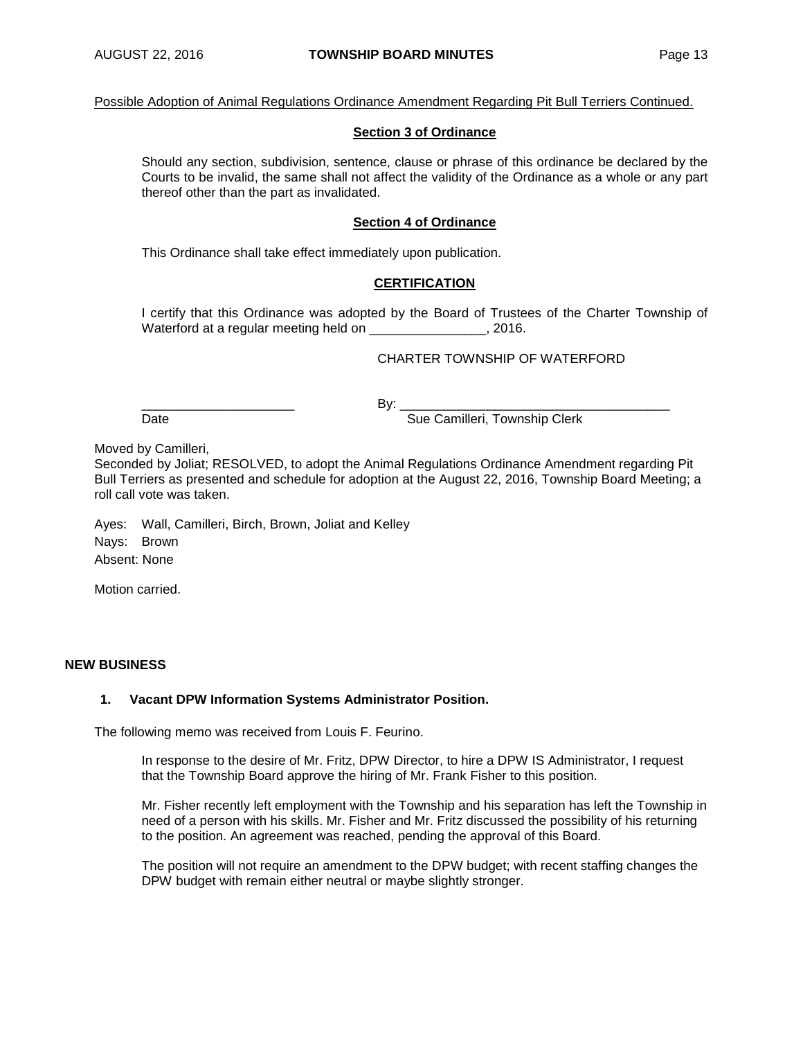Possible Adoption of Animal Regulations Ordinance Amendment Regarding Pit Bull Terriers Continued.

**Section 3 of Ordinance**

Should any section, subdivision, sentence, clause or phrase of this ordinance be declared by the Courts to be invalid, the same shall not affect the validity of the Ordinance as a whole or any part thereof other than the part as invalidated.

**Section 4 of Ordinance**

This Ordinance shall take effect immediately upon publication.

**CERTIFICATION**

I certify that this Ordinance was adopted by the Board of Trustees of the Charter Township of Waterford at a regular meeting held on ________________, 2016.

CHARTER TOWNSHIP OF WATERFORD

_____________________ By: _____________________________________

Date Sue Camilleri, Township Clerk

Moved by Camilleri,
Seconded by Joliat; RESOLVED, to adopt the Animal Regulations Ordinance Amendment regarding Pit Bull Terriers as presented and schedule for adoption at the August 22, 2016, Township Board Meeting; a roll call vote was taken.

Ayes: Wall, Camilleri, Birch, Brown, Joliat and Kelley
Nays: Brown
Absent: None

Motion carried.

## NEW BUSINESS

### 1. Vacant DPW Information Systems Administrator Position.

The following memo was received from Louis F. Feurino.

In response to the desire of Mr. Fritz, DPW Director, to hire a DPW IS Administrator, I request that the Township Board approve the hiring of Mr. Frank Fisher to this position.

Mr. Fisher recently left employment with the Township and his separation has left the Township in need of a person with his skills. Mr. Fisher and Mr. Fritz discussed the possibility of his returning to the position. An agreement was reached, pending the approval of this Board.

The position will not require an amendment to the DPW budget; with recent staffing changes the DPW budget with remain either neutral or maybe slightly stronger.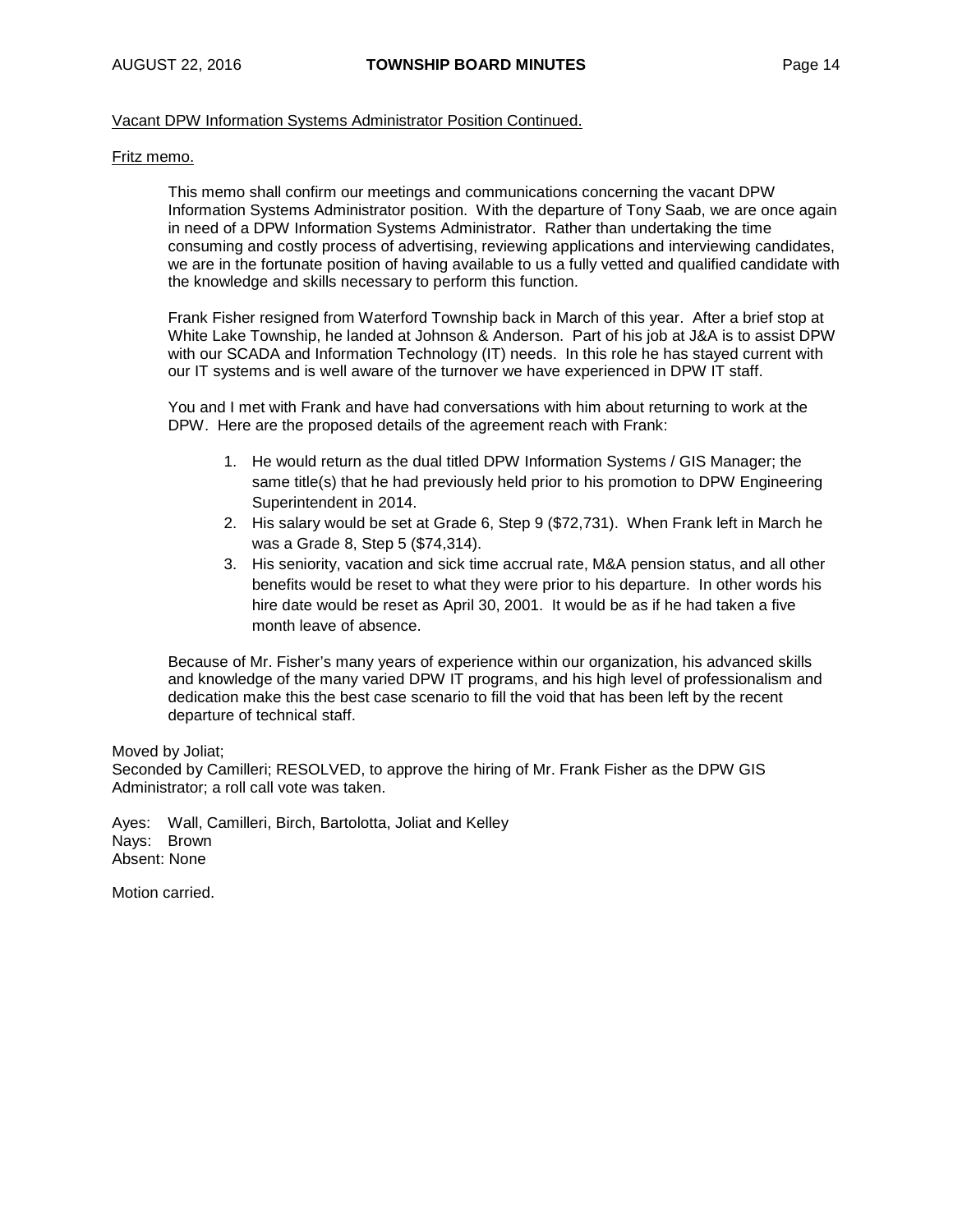<u>Vacant DPW Information Systems Administrator Position Continued.</u>

<u>Fritz memo.</u>

> This memo shall confirm our meetings and communications concerning the vacant DPW Information Systems Administrator position. With the departure of Tony Saab, we are once again in need of a DPW Information Systems Administrator. Rather than undertaking the time consuming and costly process of advertising, reviewing applications and interviewing candidates, we are in the fortunate position of having available to us a fully vetted and qualified candidate with the knowledge and skills necessary to perform this function.
>
> Frank Fisher resigned from Waterford Township back in March of this year. After a brief stop at White Lake Township, he landed at Johnson & Anderson. Part of his job at J&A is to assist DPW with our SCADA and Information Technology (IT) needs. In this role he has stayed current with our IT systems and is well aware of the turnover we have experienced in DPW IT staff.
>
> You and I met with Frank and have had conversations with him about returning to work at the DPW. Here are the proposed details of the agreement reach with Frank:
>
> 1. He would return as the dual titled DPW Information Systems / GIS Manager; the same title(s) that he had previously held prior to his promotion to DPW Engineering Superintendent in 2014.
> 2. His salary would be set at Grade 6, Step 9 ($72,731). When Frank left in March he was a Grade 8, Step 5 ($74,314).
> 3. His seniority, vacation and sick time accrual rate, M&A pension status, and all other benefits would be reset to what they were prior to his departure. In other words his hire date would be reset as April 30, 2001. It would be as if he had taken a five month leave of absence.
>
> Because of Mr. Fisher's many years of experience within our organization, his advanced skills and knowledge of the many varied DPW IT programs, and his high level of professionalism and dedication make this the best case scenario to fill the void that has been left by the recent departure of technical staff.

Moved by Joliat;
Seconded by Camilleri; RESOLVED, to approve the hiring of Mr. Frank Fisher as the DPW GIS Administrator; a roll call vote was taken.

Ayes: Wall, Camilleri, Birch, Bartolotta, Joliat and Kelley
Nays: Brown
Absent: None

Motion carried.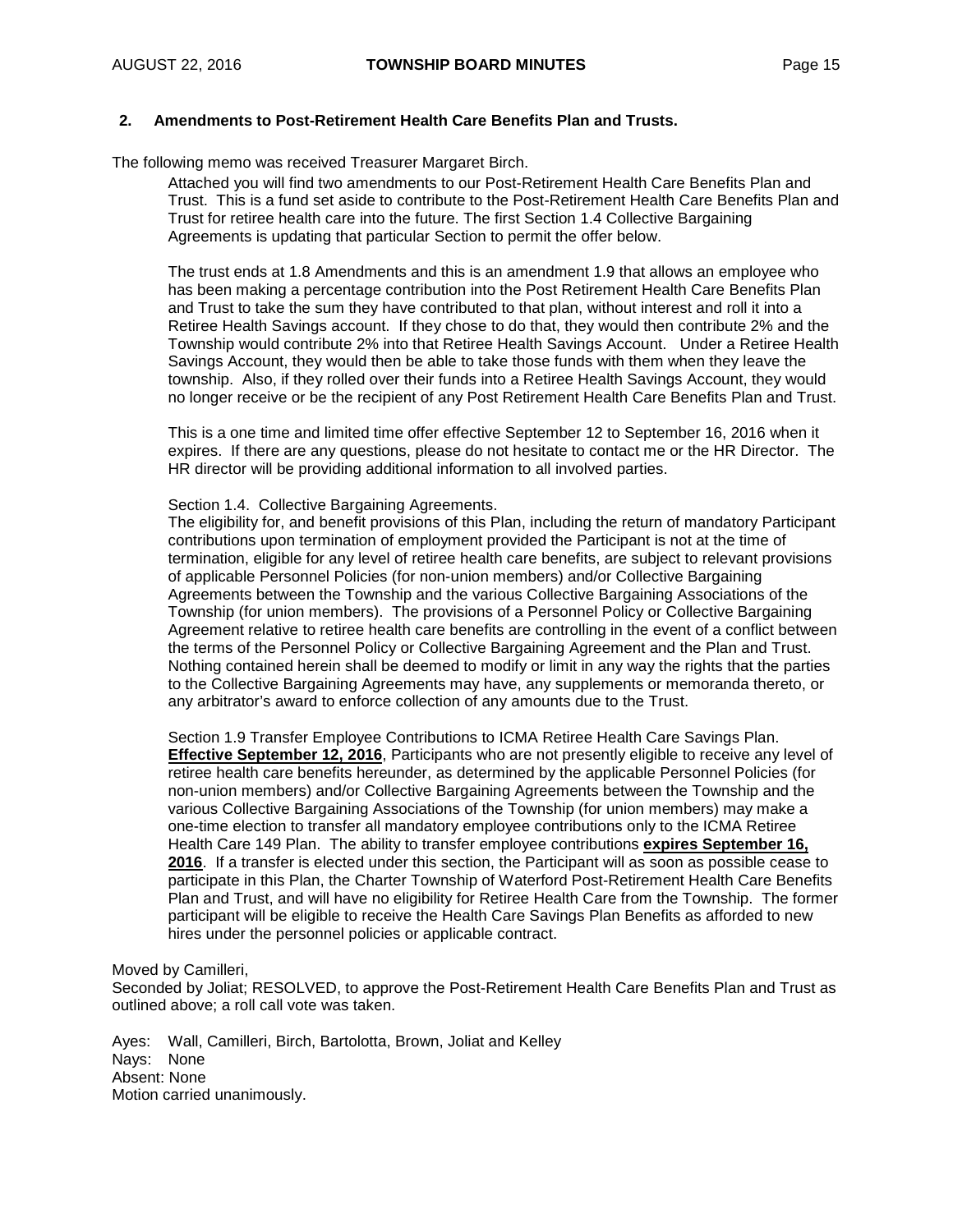## 2. Amendments to Post-Retirement Health Care Benefits Plan and Trusts.

The following memo was received Treasurer Margaret Birch.

> Attached you will find two amendments to our Post-Retirement Health Care Benefits Plan and Trust. This is a fund set aside to contribute to the Post-Retirement Health Care Benefits Plan and Trust for retiree health care into the future. The first Section 1.4 Collective Bargaining Agreements is updating that particular Section to permit the offer below.
>
> The trust ends at 1.8 Amendments and this is an amendment 1.9 that allows an employee who has been making a percentage contribution into the Post Retirement Health Care Benefits Plan and Trust to take the sum they have contributed to that plan, without interest and roll it into a Retiree Health Savings account. If they chose to do that, they would then contribute 2% and the Township would contribute 2% into that Retiree Health Savings Account. Under a Retiree Health Savings Account, they would then be able to take those funds with them when they leave the township. Also, if they rolled over their funds into a Retiree Health Savings Account, they would no longer receive or be the recipient of any Post Retirement Health Care Benefits Plan and Trust.
>
> This is a one time and limited time offer effective September 12 to September 16, 2016 when it expires. If there are any questions, please do not hesitate to contact me or the HR Director. The HR director will be providing additional information to all involved parties.
>
> Section 1.4. Collective Bargaining Agreements.
> The eligibility for, and benefit provisions of this Plan, including the return of mandatory Participant contributions upon termination of employment provided the Participant is not at the time of termination, eligible for any level of retiree health care benefits, are subject to relevant provisions of applicable Personnel Policies (for non-union members) and/or Collective Bargaining Agreements between the Township and the various Collective Bargaining Associations of the Township (for union members). The provisions of a Personnel Policy or Collective Bargaining Agreement relative to retiree health care benefits are controlling in the event of a conflict between the terms of the Personnel Policy or Collective Bargaining Agreement and the Plan and Trust. Nothing contained herein shall be deemed to modify or limit in any way the rights that the parties to the Collective Bargaining Agreements may have, any supplements or memoranda thereto, or any arbitrator's award to enforce collection of any amounts due to the Trust.
>
> Section 1.9 Transfer Employee Contributions to ICMA Retiree Health Care Savings Plan. **Effective September 12, 2016**, Participants who are not presently eligible to receive any level of retiree health care benefits hereunder, as determined by the applicable Personnel Policies (for non-union members) and/or Collective Bargaining Agreements between the Township and the various Collective Bargaining Associations of the Township (for union members) may make a one-time election to transfer all mandatory employee contributions only to the ICMA Retiree Health Care 149 Plan. The ability to transfer employee contributions **expires September 16, 2016**. If a transfer is elected under this section, the Participant will as soon as possible cease to participate in this Plan, the Charter Township of Waterford Post-Retirement Health Care Benefits Plan and Trust, and will have no eligibility for Retiree Health Care from the Township. The former participant will be eligible to receive the Health Care Savings Plan Benefits as afforded to new hires under the personnel policies or applicable contract.

Moved by Camilleri,
Seconded by Joliat; RESOLVED, to approve the Post-Retirement Health Care Benefits Plan and Trust as outlined above; a roll call vote was taken.

Ayes: Wall, Camilleri, Birch, Bartolotta, Brown, Joliat and Kelley
Nays: None
Absent: None
Motion carried unanimously.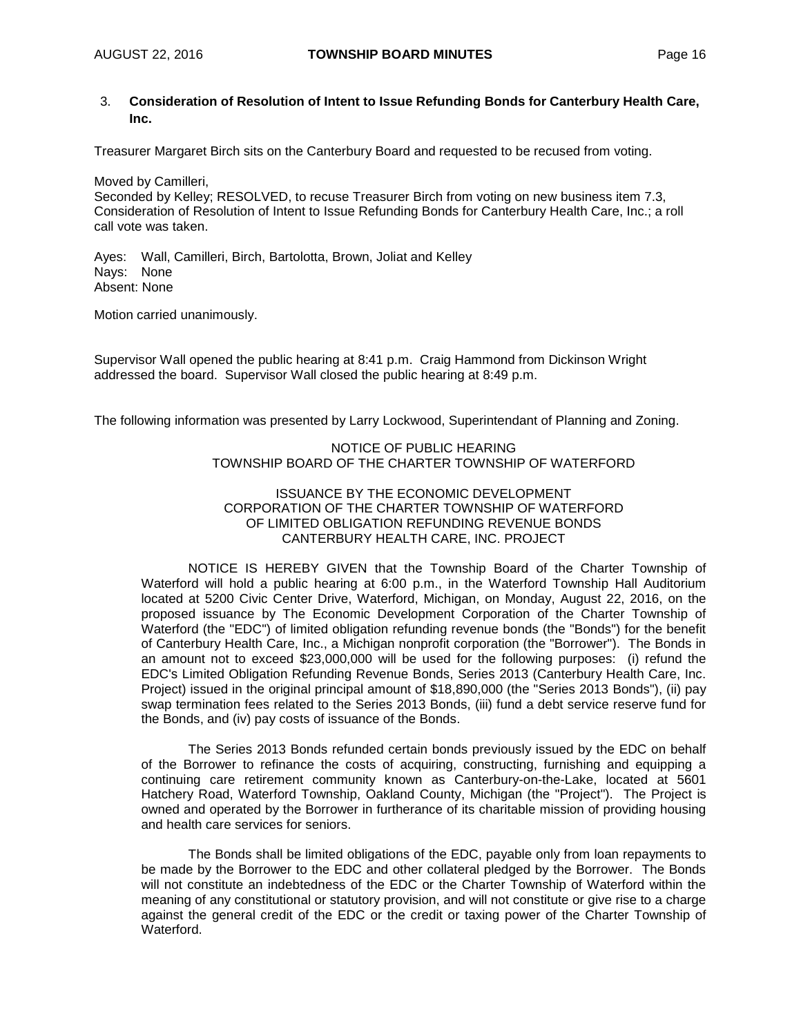3. **Consideration of Resolution of Intent to Issue Refunding Bonds for Canterbury Health Care, Inc.**

Treasurer Margaret Birch sits on the Canterbury Board and requested to be recused from voting.

Moved by Camilleri,
Seconded by Kelley; RESOLVED, to recuse Treasurer Birch from voting on new business item 7.3, Consideration of Resolution of Intent to Issue Refunding Bonds for Canterbury Health Care, Inc.; a roll call vote was taken.

Ayes: Wall, Camilleri, Birch, Bartolotta, Brown, Joliat and Kelley
Nays: None
Absent: None

Motion carried unanimously.

Supervisor Wall opened the public hearing at 8:41 p.m. Craig Hammond from Dickinson Wright addressed the board. Supervisor Wall closed the public hearing at 8:49 p.m.

The following information was presented by Larry Lockwood, Superintendant of Planning and Zoning.

NOTICE OF PUBLIC HEARING
TOWNSHIP BOARD OF THE CHARTER TOWNSHIP OF WATERFORD

ISSUANCE BY THE ECONOMIC DEVELOPMENT
CORPORATION OF THE CHARTER TOWNSHIP OF WATERFORD
OF LIMITED OBLIGATION REFUNDING REVENUE BONDS
CANTERBURY HEALTH CARE, INC. PROJECT

NOTICE IS HEREBY GIVEN that the Township Board of the Charter Township of Waterford will hold a public hearing at 6:00 p.m., in the Waterford Township Hall Auditorium located at 5200 Civic Center Drive, Waterford, Michigan, on Monday, August 22, 2016, on the proposed issuance by The Economic Development Corporation of the Charter Township of Waterford (the "EDC") of limited obligation refunding revenue bonds (the "Bonds") for the benefit of Canterbury Health Care, Inc., a Michigan nonprofit corporation (the "Borrower"). The Bonds in an amount not to exceed $23,000,000 will be used for the following purposes: (i) refund the EDC's Limited Obligation Refunding Revenue Bonds, Series 2013 (Canterbury Health Care, Inc. Project) issued in the original principal amount of $18,890,000 (the "Series 2013 Bonds"), (ii) pay swap termination fees related to the Series 2013 Bonds, (iii) fund a debt service reserve fund for the Bonds, and (iv) pay costs of issuance of the Bonds.

The Series 2013 Bonds refunded certain bonds previously issued by the EDC on behalf of the Borrower to refinance the costs of acquiring, constructing, furnishing and equipping a continuing care retirement community known as Canterbury-on-the-Lake, located at 5601 Hatchery Road, Waterford Township, Oakland County, Michigan (the "Project"). The Project is owned and operated by the Borrower in furtherance of its charitable mission of providing housing and health care services for seniors.

The Bonds shall be limited obligations of the EDC, payable only from loan repayments to be made by the Borrower to the EDC and other collateral pledged by the Borrower. The Bonds will not constitute an indebtedness of the EDC or the Charter Township of Waterford within the meaning of any constitutional or statutory provision, and will not constitute or give rise to a charge against the general credit of the EDC or the credit or taxing power of the Charter Township of Waterford.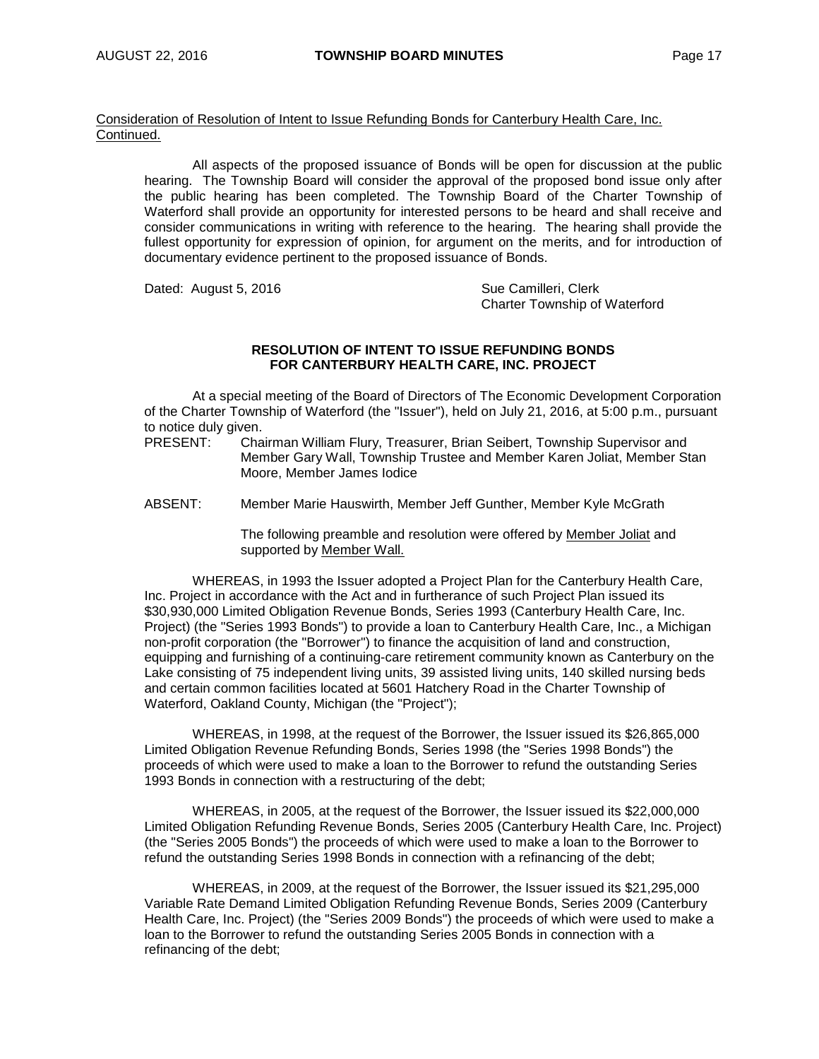Consideration of Resolution of Intent to Issue Refunding Bonds for Canterbury Health Care, Inc. Continued.

All aspects of the proposed issuance of Bonds will be open for discussion at the public hearing. The Township Board will consider the approval of the proposed bond issue only after the public hearing has been completed. The Township Board of the Charter Township of Waterford shall provide an opportunity for interested persons to be heard and shall receive and consider communications in writing with reference to the hearing. The hearing shall provide the fullest opportunity for expression of opinion, for argument on the merits, and for introduction of documentary evidence pertinent to the proposed issuance of Bonds.

Dated: August 5, 2016

Sue Camilleri, Clerk
Charter Township of Waterford

**RESOLUTION OF INTENT TO ISSUE REFUNDING BONDS FOR CANTERBURY HEALTH CARE, INC. PROJECT**

At a special meeting of the Board of Directors of The Economic Development Corporation of the Charter Township of Waterford (the "Issuer"), held on July 21, 2016, at 5:00 p.m., pursuant to notice duly given.

PRESENT: Chairman William Flury, Treasurer, Brian Seibert, Township Supervisor and Member Gary Wall, Township Trustee and Member Karen Joliat, Member Stan Moore, Member James Iodice

ABSENT: Member Marie Hauswirth, Member Jeff Gunther, Member Kyle McGrath

The following preamble and resolution were offered by Member Joliat and supported by Member Wall.

WHEREAS, in 1993 the Issuer adopted a Project Plan for the Canterbury Health Care, Inc. Project in accordance with the Act and in furtherance of such Project Plan issued its $30,930,000 Limited Obligation Revenue Bonds, Series 1993 (Canterbury Health Care, Inc. Project) (the "Series 1993 Bonds") to provide a loan to Canterbury Health Care, Inc., a Michigan non-profit corporation (the "Borrower") to finance the acquisition of land and construction, equipping and furnishing of a continuing-care retirement community known as Canterbury on the Lake consisting of 75 independent living units, 39 assisted living units, 140 skilled nursing beds and certain common facilities located at 5601 Hatchery Road in the Charter Township of Waterford, Oakland County, Michigan (the "Project");

WHEREAS, in 1998, at the request of the Borrower, the Issuer issued its $26,865,000 Limited Obligation Revenue Refunding Bonds, Series 1998 (the "Series 1998 Bonds") the proceeds of which were used to make a loan to the Borrower to refund the outstanding Series 1993 Bonds in connection with a restructuring of the debt;

WHEREAS, in 2005, at the request of the Borrower, the Issuer issued its $22,000,000 Limited Obligation Refunding Revenue Bonds, Series 2005 (Canterbury Health Care, Inc. Project) (the "Series 2005 Bonds") the proceeds of which were used to make a loan to the Borrower to refund the outstanding Series 1998 Bonds in connection with a refinancing of the debt;

WHEREAS, in 2009, at the request of the Borrower, the Issuer issued its $21,295,000 Variable Rate Demand Limited Obligation Refunding Revenue Bonds, Series 2009 (Canterbury Health Care, Inc. Project) (the "Series 2009 Bonds") the proceeds of which were used to make a loan to the Borrower to refund the outstanding Series 2005 Bonds in connection with a refinancing of the debt;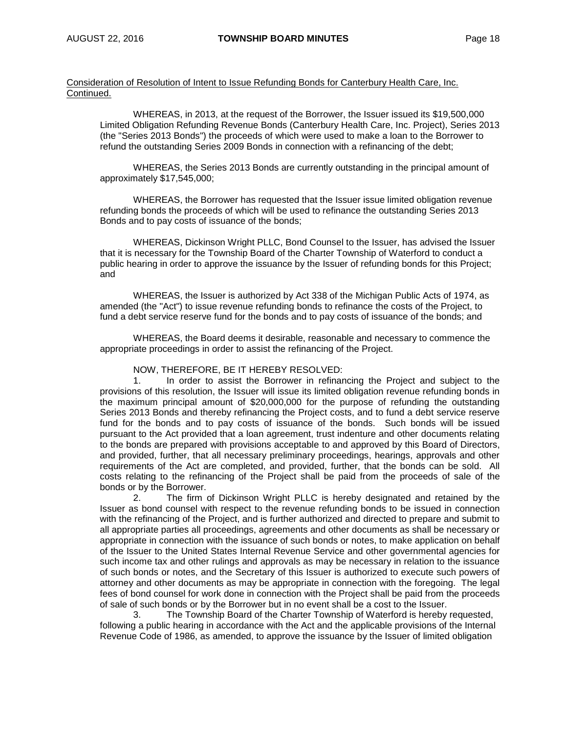<u>Consideration of Resolution of Intent to Issue Refunding Bonds for Canterbury Health Care, Inc. Continued.</u>

WHEREAS, in 2013, at the request of the Borrower, the Issuer issued its $19,500,000 Limited Obligation Refunding Revenue Bonds (Canterbury Health Care, Inc. Project), Series 2013 (the "Series 2013 Bonds") the proceeds of which were used to make a loan to the Borrower to refund the outstanding Series 2009 Bonds in connection with a refinancing of the debt;

WHEREAS, the Series 2013 Bonds are currently outstanding in the principal amount of approximately $17,545,000;

WHEREAS, the Borrower has requested that the Issuer issue limited obligation revenue refunding bonds the proceeds of which will be used to refinance the outstanding Series 2013 Bonds and to pay costs of issuance of the bonds;

WHEREAS, Dickinson Wright PLLC, Bond Counsel to the Issuer, has advised the Issuer that it is necessary for the Township Board of the Charter Township of Waterford to conduct a public hearing in order to approve the issuance by the Issuer of refunding bonds for this Project; and

WHEREAS, the Issuer is authorized by Act 338 of the Michigan Public Acts of 1974, as amended (the "Act") to issue revenue refunding bonds to refinance the costs of the Project, to fund a debt service reserve fund for the bonds and to pay costs of issuance of the bonds; and

WHEREAS, the Board deems it desirable, reasonable and necessary to commence the appropriate proceedings in order to assist the refinancing of the Project.

NOW, THEREFORE, BE IT HEREBY RESOLVED:

1. In order to assist the Borrower in refinancing the Project and subject to the provisions of this resolution, the Issuer will issue its limited obligation revenue refunding bonds in the maximum principal amount of $20,000,000 for the purpose of refunding the outstanding Series 2013 Bonds and thereby refinancing the Project costs, and to fund a debt service reserve fund for the bonds and to pay costs of issuance of the bonds. Such bonds will be issued pursuant to the Act provided that a loan agreement, trust indenture and other documents relating to the bonds are prepared with provisions acceptable to and approved by this Board of Directors, and provided, further, that all necessary preliminary proceedings, hearings, approvals and other requirements of the Act are completed, and provided, further, that the bonds can be sold. All costs relating to the refinancing of the Project shall be paid from the proceeds of sale of the bonds or by the Borrower.

2. The firm of Dickinson Wright PLLC is hereby designated and retained by the Issuer as bond counsel with respect to the revenue refunding bonds to be issued in connection with the refinancing of the Project, and is further authorized and directed to prepare and submit to all appropriate parties all proceedings, agreements and other documents as shall be necessary or appropriate in connection with the issuance of such bonds or notes, to make application on behalf of the Issuer to the United States Internal Revenue Service and other governmental agencies for such income tax and other rulings and approvals as may be necessary in relation to the issuance of such bonds or notes, and the Secretary of this Issuer is authorized to execute such powers of attorney and other documents as may be appropriate in connection with the foregoing. The legal fees of bond counsel for work done in connection with the Project shall be paid from the proceeds of sale of such bonds or by the Borrower but in no event shall be a cost to the Issuer.

3. The Township Board of the Charter Township of Waterford is hereby requested, following a public hearing in accordance with the Act and the applicable provisions of the Internal Revenue Code of 1986, as amended, to approve the issuance by the Issuer of limited obligation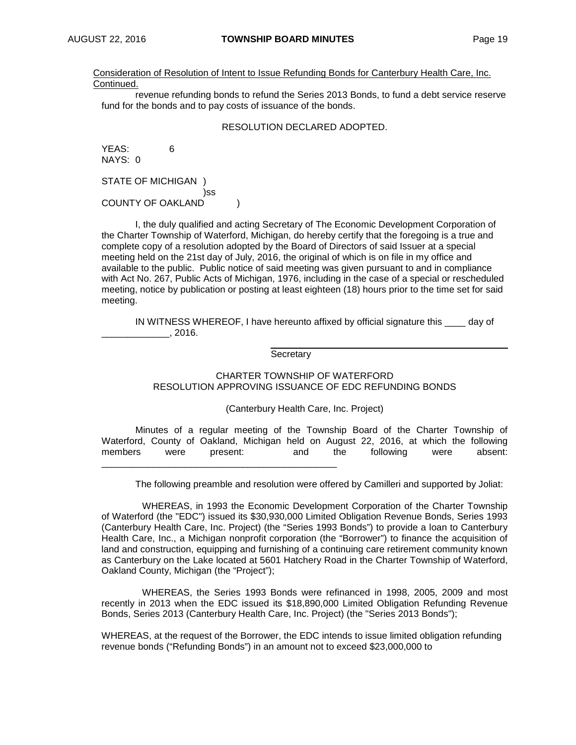Consideration of Resolution of Intent to Issue Refunding Bonds for Canterbury Health Care, Inc. Continued.

revenue refunding bonds to refund the Series 2013 Bonds, to fund a debt service reserve fund for the bonds and to pay costs of issuance of the bonds.

RESOLUTION DECLARED ADOPTED.

YEAS: 6
NAYS: 0

STATE OF MICHIGAN )
)ss
COUNTY OF OAKLAND )

I, the duly qualified and acting Secretary of The Economic Development Corporation of the Charter Township of Waterford, Michigan, do hereby certify that the foregoing is a true and complete copy of a resolution adopted by the Board of Directors of said Issuer at a special meeting held on the 21st day of July, 2016, the original of which is on file in my office and available to the public. Public notice of said meeting was given pursuant to and in compliance with Act No. 267, Public Acts of Michigan, 1976, including in the case of a special or rescheduled meeting, notice by publication or posting at least eighteen (18) hours prior to the time set for said meeting.

IN WITNESS WHEREOF, I have hereunto affixed by official signature this ____ day of _____________, 2016.

_____________________________________________
Secretary

CHARTER TOWNSHIP OF WATERFORD
RESOLUTION APPROVING ISSUANCE OF EDC REFUNDING BONDS

(Canterbury Health Care, Inc. Project)

Minutes of a regular meeting of the Township Board of the Charter Township of Waterford, County of Oakland, Michigan held on August 22, 2016, at which the following members were present: and the following were absent: _______________________________________________

The following preamble and resolution were offered by Camilleri and supported by Joliat:

WHEREAS, in 1993 the Economic Development Corporation of the Charter Township of Waterford (the "EDC") issued its $30,930,000 Limited Obligation Revenue Bonds, Series 1993 (Canterbury Health Care, Inc. Project) (the "Series 1993 Bonds") to provide a loan to Canterbury Health Care, Inc., a Michigan nonprofit corporation (the "Borrower") to finance the acquisition of land and construction, equipping and furnishing of a continuing care retirement community known as Canterbury on the Lake located at 5601 Hatchery Road in the Charter Township of Waterford, Oakland County, Michigan (the "Project");

WHEREAS, the Series 1993 Bonds were refinanced in 1998, 2005, 2009 and most recently in 2013 when the EDC issued its $18,890,000 Limited Obligation Refunding Revenue Bonds, Series 2013 (Canterbury Health Care, Inc. Project) (the "Series 2013 Bonds");

WHEREAS, at the request of the Borrower, the EDC intends to issue limited obligation refunding revenue bonds ("Refunding Bonds") in an amount not to exceed $23,000,000 to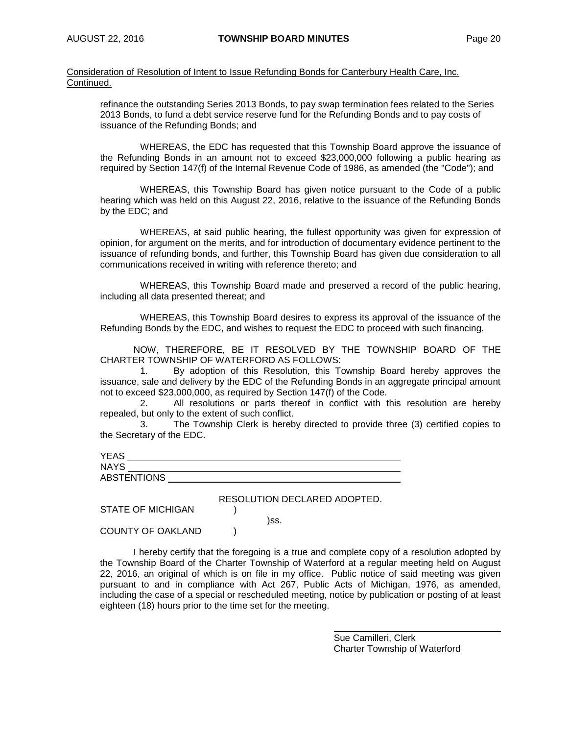Consideration of Resolution of Intent to Issue Refunding Bonds for Canterbury Health Care, Inc. Continued.

refinance the outstanding Series 2013 Bonds, to pay swap termination fees related to the Series 2013 Bonds, to fund a debt service reserve fund for the Refunding Bonds and to pay costs of issuance of the Refunding Bonds; and

WHEREAS, the EDC has requested that this Township Board approve the issuance of the Refunding Bonds in an amount not to exceed $23,000,000 following a public hearing as required by Section 147(f) of the Internal Revenue Code of 1986, as amended (the "Code"); and

WHEREAS, this Township Board has given notice pursuant to the Code of a public hearing which was held on this August 22, 2016, relative to the issuance of the Refunding Bonds by the EDC; and

WHEREAS, at said public hearing, the fullest opportunity was given for expression of opinion, for argument on the merits, and for introduction of documentary evidence pertinent to the issuance of refunding bonds, and further, this Township Board has given due consideration to all communications received in writing with reference thereto; and

WHEREAS, this Township Board made and preserved a record of the public hearing, including all data presented thereat; and

WHEREAS, this Township Board desires to express its approval of the issuance of the Refunding Bonds by the EDC, and wishes to request the EDC to proceed with such financing.

NOW, THEREFORE, BE IT RESOLVED BY THE TOWNSHIP BOARD OF THE CHARTER TOWNSHIP OF WATERFORD AS FOLLOWS:

1. By adoption of this Resolution, this Township Board hereby approves the issuance, sale and delivery by the EDC of the Refunding Bonds in an aggregate principal amount not to exceed $23,000,000, as required by Section 147(f) of the Code.
2. All resolutions or parts thereof in conflict with this resolution are hereby repealed, but only to the extent of such conflict.
3. The Township Clerk is hereby directed to provide three (3) certified copies to the Secretary of the EDC.

YEAS \_\_\_\_\_\_\_\_\_\_\_\_\_\_\_\_\_\_\_\_\_\_\_\_\_\_\_\_\_\_\_\_\_\_\_\_\_\_\_\_\_\_\_\_\_\_\_\_
NAYS \_\_\_\_\_\_\_\_\_\_\_\_\_\_\_\_\_\_\_\_\_\_\_\_\_\_\_\_\_\_\_\_\_\_\_\_\_\_\_\_\_\_\_\_\_\_\_\_
ABSTENTIONS \_\_\_\_\_\_\_\_\_\_\_\_\_\_\_\_\_\_\_\_\_\_\_\_\_\_\_\_\_\_\_\_\_\_\_\_\_\_\_\_

RESOLUTION DECLARED ADOPTED.

STATE OF MICHIGAN )
)ss.
COUNTY OF OAKLAND )

I hereby certify that the foregoing is a true and complete copy of a resolution adopted by the Township Board of the Charter Township of Waterford at a regular meeting held on August 22, 2016, an original of which is on file in my office. Public notice of said meeting was given pursuant to and in compliance with Act 267, Public Acts of Michigan, 1976, as amended, including the case of a special or rescheduled meeting, notice by publication or posting of at least eighteen (18) hours prior to the time set for the meeting.

\_\_\_\_\_\_\_\_\_\_\_\_\_\_\_\_\_\_\_\_\_\_\_\_\_\_\_\_\_\_\_\_
Sue Camilleri, Clerk
Charter Township of Waterford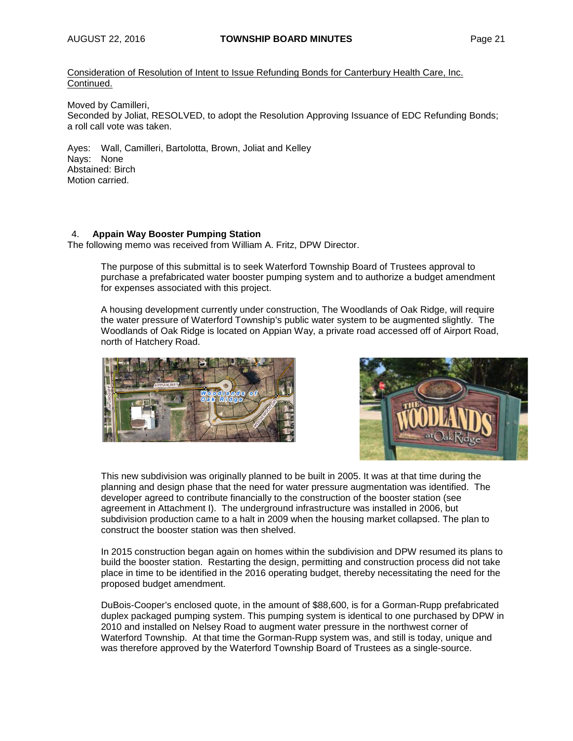Consideration of Resolution of Intent to Issue Refunding Bonds for Canterbury Health Care, Inc. Continued.

Moved by Camilleri,
Seconded by Joliat, RESOLVED, to adopt the Resolution Approving Issuance of EDC Refunding Bonds; a roll call vote was taken.

Ayes: Wall, Camilleri, Bartolotta, Brown, Joliat and Kelley
Nays: None
Abstained: Birch
Motion carried.

4. **Appain Way Booster Pumping Station**

The following memo was received from William A. Fritz, DPW Director.

> The purpose of this submittal is to seek Waterford Township Board of Trustees approval to purchase a prefabricated water booster pumping system and to authorize a budget amendment for expenses associated with this project.
>
> A housing development currently under construction, The Woodlands of Oak Ridge, will require the water pressure of Waterford Township's public water system to be augmented slightly. The Woodlands of Oak Ridge is located on Appian Way, a private road accessed off of Airport Road, north of Hatchery Road.
>
> This new subdivision was originally planned to be built in 2005. It was at that time during the planning and design phase that the need for water pressure augmentation was identified. The developer agreed to contribute financially to the construction of the booster station (see agreement in Attachment I). The underground infrastructure was installed in 2006, but subdivision production came to a halt in 2009 when the housing market collapsed. The plan to construct the booster station was then shelved.
>
> In 2015 construction began again on homes within the subdivision and DPW resumed its plans to build the booster station. Restarting the design, permitting and construction process did not take place in time to be identified in the 2016 operating budget, thereby necessitating the need for the proposed budget amendment.
>
> DuBois-Cooper's enclosed quote, in the amount of $88,600, is for a Gorman-Rupp prefabricated duplex packaged pumping system. This pumping system is identical to one purchased by DPW in 2010 and installed on Nelsey Road to augment water pressure in the northwest corner of Waterford Township. At that time the Gorman-Rupp system was, and still is today, unique and was therefore approved by the Waterford Township Board of Trustees as a single-source.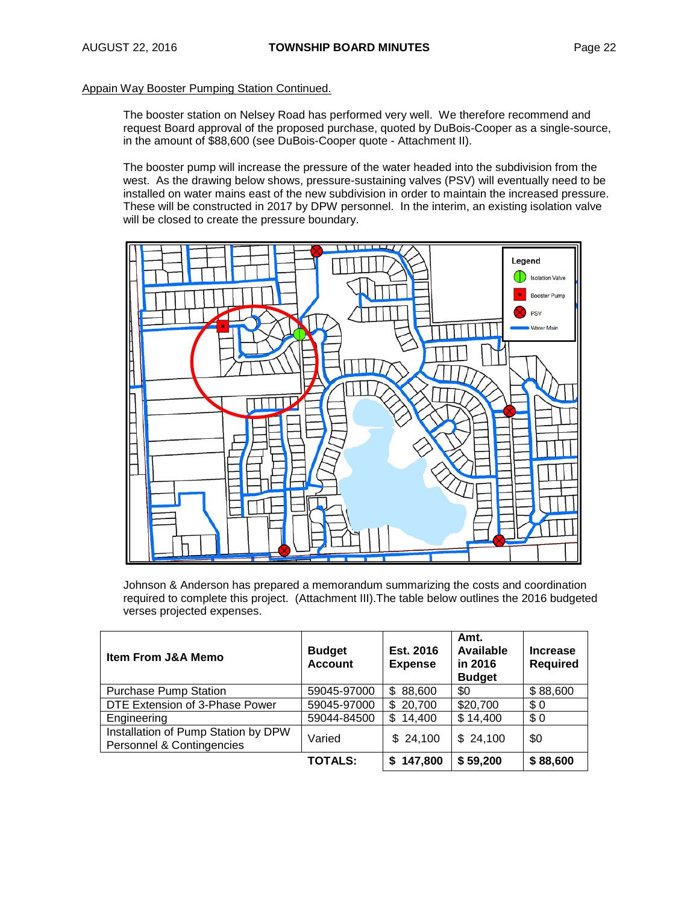Appain Way Booster Pumping Station Continued.

The booster station on Nelsey Road has performed very well. We therefore recommend and request Board approval of the proposed purchase, quoted by DuBois-Cooper as a single-source, in the amount of $88,600 (see DuBois-Cooper quote - Attachment II).

The booster pump will increase the pressure of the water headed into the subdivision from the west. As the drawing below shows, pressure-sustaining valves (PSV) will eventually need to be installed on water mains east of the new subdivision in order to maintain the increased pressure. These will be constructed in 2017 by DPW personnel. In the interim, an existing isolation valve will be closed to create the pressure boundary.

Johnson & Anderson has prepared a memorandum summarizing the costs and coordination required to complete this project. (Attachment III).The table below outlines the 2016 budgeted verses projected expenses.

| Item From J&A Memo | Budget Account | Est. 2016 Expense | Amt. Available in 2016 Budget | Increase Required |
|---|---|---|---|---|
| Purchase Pump Station | 59045-97000 | $ 88,600 | $0 | $ 88,600 |
| DTE Extension of 3-Phase Power | 59045-97000 | $ 20,700 | $20,700 | $ 0 |
| Engineering | 59044-84500 | $ 14,400 | $ 14,400 | $ 0 |
| Installation of Pump Station by DPW Personnel & Contingencies | Varied | $ 24,100 | $ 24,100 | $0 |
| | **TOTALS:** | **$ 147,800** | **$ 59,200** | **$ 88,600** |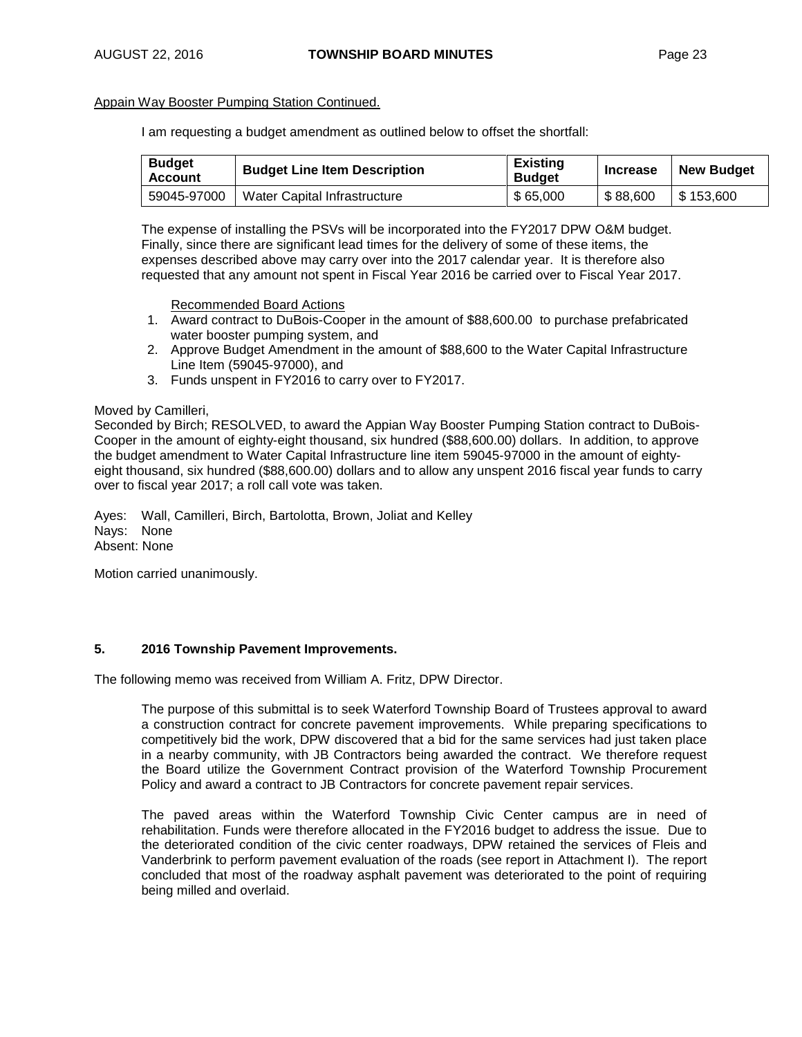Appain Way Booster Pumping Station Continued.

I am requesting a budget amendment as outlined below to offset the shortfall:

| Budget Account | Budget Line Item Description | Existing Budget | Increase | New Budget |
|---|---|---|---|---|
| 59045-97000 | Water Capital Infrastructure | $ 65,000 | $ 88,600 | $ 153,600 |

The expense of installing the PSVs will be incorporated into the FY2017 DPW O&M budget. Finally, since there are significant lead times for the delivery of some of these items, the expenses described above may carry over into the 2017 calendar year. It is therefore also requested that any amount not spent in Fiscal Year 2016 be carried over to Fiscal Year 2017.

Recommended Board Actions

1. Award contract to DuBois-Cooper in the amount of $88,600.00 to purchase prefabricated water booster pumping system, and
2. Approve Budget Amendment in the amount of $88,600 to the Water Capital Infrastructure Line Item (59045-97000), and
3. Funds unspent in FY2016 to carry over to FY2017.

Moved by Camilleri,
Seconded by Birch; RESOLVED, to award the Appian Way Booster Pumping Station contract to DuBois-Cooper in the amount of eighty-eight thousand, six hundred ($88,600.00) dollars. In addition, to approve the budget amendment to Water Capital Infrastructure line item 59045-97000 in the amount of eighty-eight thousand, six hundred ($88,600.00) dollars and to allow any unspent 2016 fiscal year funds to carry over to fiscal year 2017; a roll call vote was taken.

Ayes: Wall, Camilleri, Birch, Bartolotta, Brown, Joliat and Kelley
Nays: None
Absent: None

Motion carried unanimously.

**5. 2016 Township Pavement Improvements.**

The following memo was received from William A. Fritz, DPW Director.

The purpose of this submittal is to seek Waterford Township Board of Trustees approval to award a construction contract for concrete pavement improvements. While preparing specifications to competitively bid the work, DPW discovered that a bid for the same services had just taken place in a nearby community, with JB Contractors being awarded the contract. We therefore request the Board utilize the Government Contract provision of the Waterford Township Procurement Policy and award a contract to JB Contractors for concrete pavement repair services.

The paved areas within the Waterford Township Civic Center campus are in need of rehabilitation. Funds were therefore allocated in the FY2016 budget to address the issue. Due to the deteriorated condition of the civic center roadways, DPW retained the services of Fleis and Vanderbrink to perform pavement evaluation of the roads (see report in Attachment I). The report concluded that most of the roadway asphalt pavement was deteriorated to the point of requiring being milled and overlaid.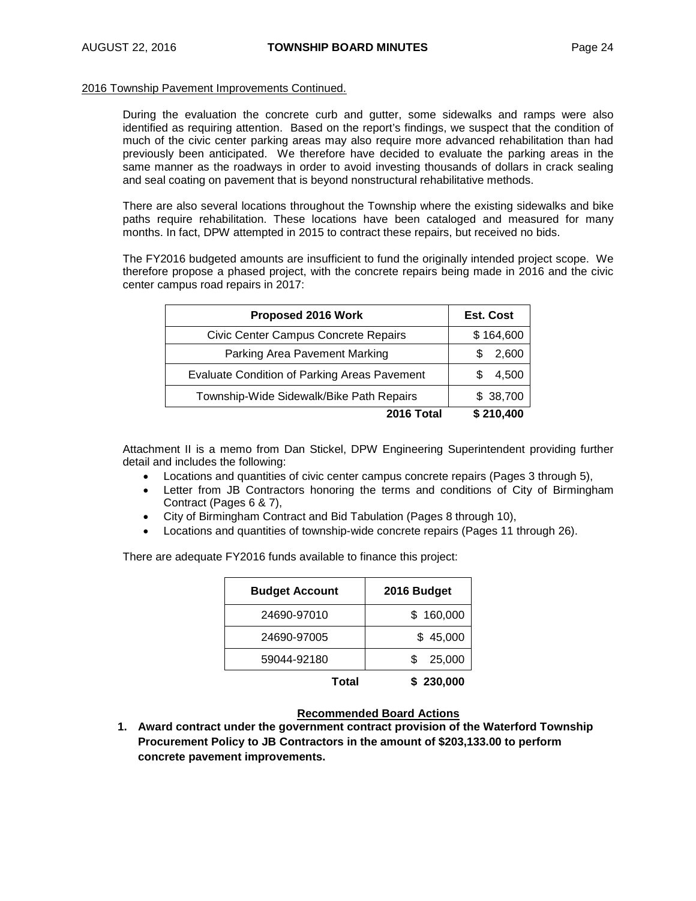2016 Township Pavement Improvements Continued.

During the evaluation the concrete curb and gutter, some sidewalks and ramps were also identified as requiring attention. Based on the report's findings, we suspect that the condition of much of the civic center parking areas may also require more advanced rehabilitation than had previously been anticipated. We therefore have decided to evaluate the parking areas in the same manner as the roadways in order to avoid investing thousands of dollars in crack sealing and seal coating on pavement that is beyond nonstructural rehabilitative methods.

There are also several locations throughout the Township where the existing sidewalks and bike paths require rehabilitation. These locations have been cataloged and measured for many months. In fact, DPW attempted in 2015 to contract these repairs, but received no bids.

The FY2016 budgeted amounts are insufficient to fund the originally intended project scope. We therefore propose a phased project, with the concrete repairs being made in 2016 and the civic center campus road repairs in 2017:

| Proposed 2016 Work | Est. Cost |
|---|---|
| Civic Center Campus Concrete Repairs | $ 164,600 |
| Parking Area Pavement Marking | $ 2,600 |
| Evaluate Condition of Parking Areas Pavement | $ 4,500 |
| Township-Wide Sidewalk/Bike Path Repairs | $ 38,700 |
| **2016 Total** | **$ 210,400** |

Attachment II is a memo from Dan Stickel, DPW Engineering Superintendent providing further detail and includes the following:

- Locations and quantities of civic center campus concrete repairs (Pages 3 through 5),
- Letter from JB Contractors honoring the terms and conditions of City of Birmingham Contract (Pages 6 & 7),
- City of Birmingham Contract and Bid Tabulation (Pages 8 through 10),
- Locations and quantities of township-wide concrete repairs (Pages 11 through 26).

There are adequate FY2016 funds available to finance this project:

| Budget Account | 2016 Budget |
|---|---|
| 24690-97010 | $ 160,000 |
| 24690-97005 | $ 45,000 |
| 59044-92180 | $ 25,000 |
| **Total** | **$ 230,000** |

**Recommended Board Actions**

1. **Award contract under the government contract provision of the Waterford Township Procurement Policy to JB Contractors in the amount of $203,133.00 to perform concrete pavement improvements.**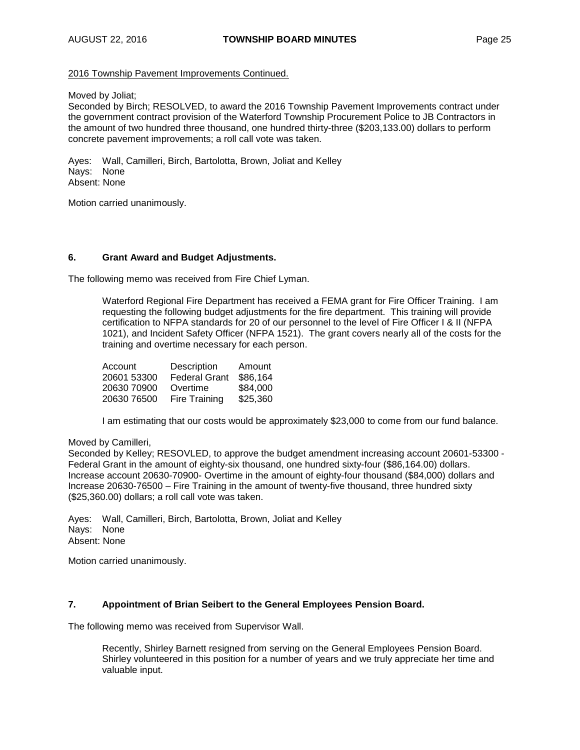2016 Township Pavement Improvements Continued.

Moved by Joliat;
Seconded by Birch; RESOLVED, to award the 2016 Township Pavement Improvements contract under the government contract provision of the Waterford Township Procurement Police to JB Contractors in the amount of two hundred three thousand, one hundred thirty-three ($203,133.00) dollars to perform concrete pavement improvements; a roll call vote was taken.

Ayes: Wall, Camilleri, Birch, Bartolotta, Brown, Joliat and Kelley
Nays: None
Absent: None

Motion carried unanimously.

**6. Grant Award and Budget Adjustments.**

The following memo was received from Fire Chief Lyman.

> Waterford Regional Fire Department has received a FEMA grant for Fire Officer Training. I am requesting the following budget adjustments for the fire department. This training will provide certification to NFPA standards for 20 of our personnel to the level of Fire Officer I & II (NFPA 1021), and Incident Safety Officer (NFPA 1521). The grant covers nearly all of the costs for the training and overtime necessary for each person.
>
> | Account | Description | Amount |
> |---|---|---|
> | 20601 53300 | Federal Grant | $86,164 |
> | 20630 70900 | Overtime | $84,000 |
> | 20630 76500 | Fire Training | $25,360 |
>
> I am estimating that our costs would be approximately $23,000 to come from our fund balance.

Moved by Camilleri,
Seconded by Kelley; RESOVLED, to approve the budget amendment increasing account 20601-53300 - Federal Grant in the amount of eighty-six thousand, one hundred sixty-four ($86,164.00) dollars. Increase account 20630-70900- Overtime in the amount of eighty-four thousand ($84,000) dollars and Increase 20630-76500 – Fire Training in the amount of twenty-five thousand, three hundred sixty ($25,360.00) dollars; a roll call vote was taken.

Ayes: Wall, Camilleri, Birch, Bartolotta, Brown, Joliat and Kelley
Nays: None
Absent: None

Motion carried unanimously.

**7. Appointment of Brian Seibert to the General Employees Pension Board.**

The following memo was received from Supervisor Wall.

> Recently, Shirley Barnett resigned from serving on the General Employees Pension Board. Shirley volunteered in this position for a number of years and we truly appreciate her time and valuable input.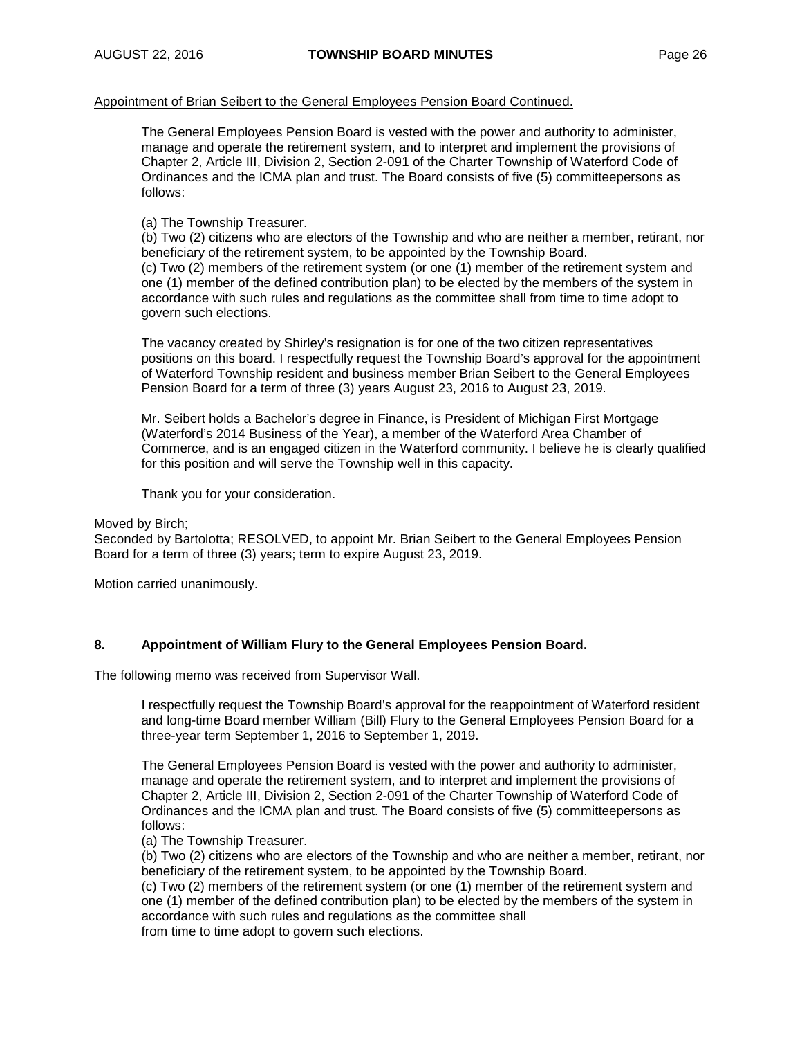Appointment of Brian Seibert to the General Employees Pension Board Continued.

> The General Employees Pension Board is vested with the power and authority to administer, manage and operate the retirement system, and to interpret and implement the provisions of Chapter 2, Article III, Division 2, Section 2-091 of the Charter Township of Waterford Code of Ordinances and the ICMA plan and trust. The Board consists of five (5) committeepersons as follows:
>
> (a) The Township Treasurer.
> (b) Two (2) citizens who are electors of the Township and who are neither a member, retirant, nor beneficiary of the retirement system, to be appointed by the Township Board.
> (c) Two (2) members of the retirement system (or one (1) member of the retirement system and one (1) member of the defined contribution plan) to be elected by the members of the system in accordance with such rules and regulations as the committee shall from time to time adopt to govern such elections.
>
> The vacancy created by Shirley's resignation is for one of the two citizen representatives positions on this board. I respectfully request the Township Board's approval for the appointment of Waterford Township resident and business member Brian Seibert to the General Employees Pension Board for a term of three (3) years August 23, 2016 to August 23, 2019.
>
> Mr. Seibert holds a Bachelor's degree in Finance, is President of Michigan First Mortgage (Waterford's 2014 Business of the Year), a member of the Waterford Area Chamber of Commerce, and is an engaged citizen in the Waterford community. I believe he is clearly qualified for this position and will serve the Township well in this capacity.
>
> Thank you for your consideration.

Moved by Birch;
Seconded by Bartolotta; RESOLVED, to appoint Mr. Brian Seibert to the General Employees Pension Board for a term of three (3) years; term to expire August 23, 2019.

Motion carried unanimously.

**8. Appointment of William Flury to the General Employees Pension Board.**

The following memo was received from Supervisor Wall.

> I respectfully request the Township Board's approval for the reappointment of Waterford resident and long-time Board member William (Bill) Flury to the General Employees Pension Board for a three-year term September 1, 2016 to September 1, 2019.
>
> The General Employees Pension Board is vested with the power and authority to administer, manage and operate the retirement system, and to interpret and implement the provisions of Chapter 2, Article III, Division 2, Section 2-091 of the Charter Township of Waterford Code of Ordinances and the ICMA plan and trust. The Board consists of five (5) committeepersons as follows:
> (a) The Township Treasurer.
> (b) Two (2) citizens who are electors of the Township and who are neither a member, retirant, nor beneficiary of the retirement system, to be appointed by the Township Board.
> (c) Two (2) members of the retirement system (or one (1) member of the retirement system and one (1) member of the defined contribution plan) to be elected by the members of the system in accordance with such rules and regulations as the committee shall from time to time adopt to govern such elections.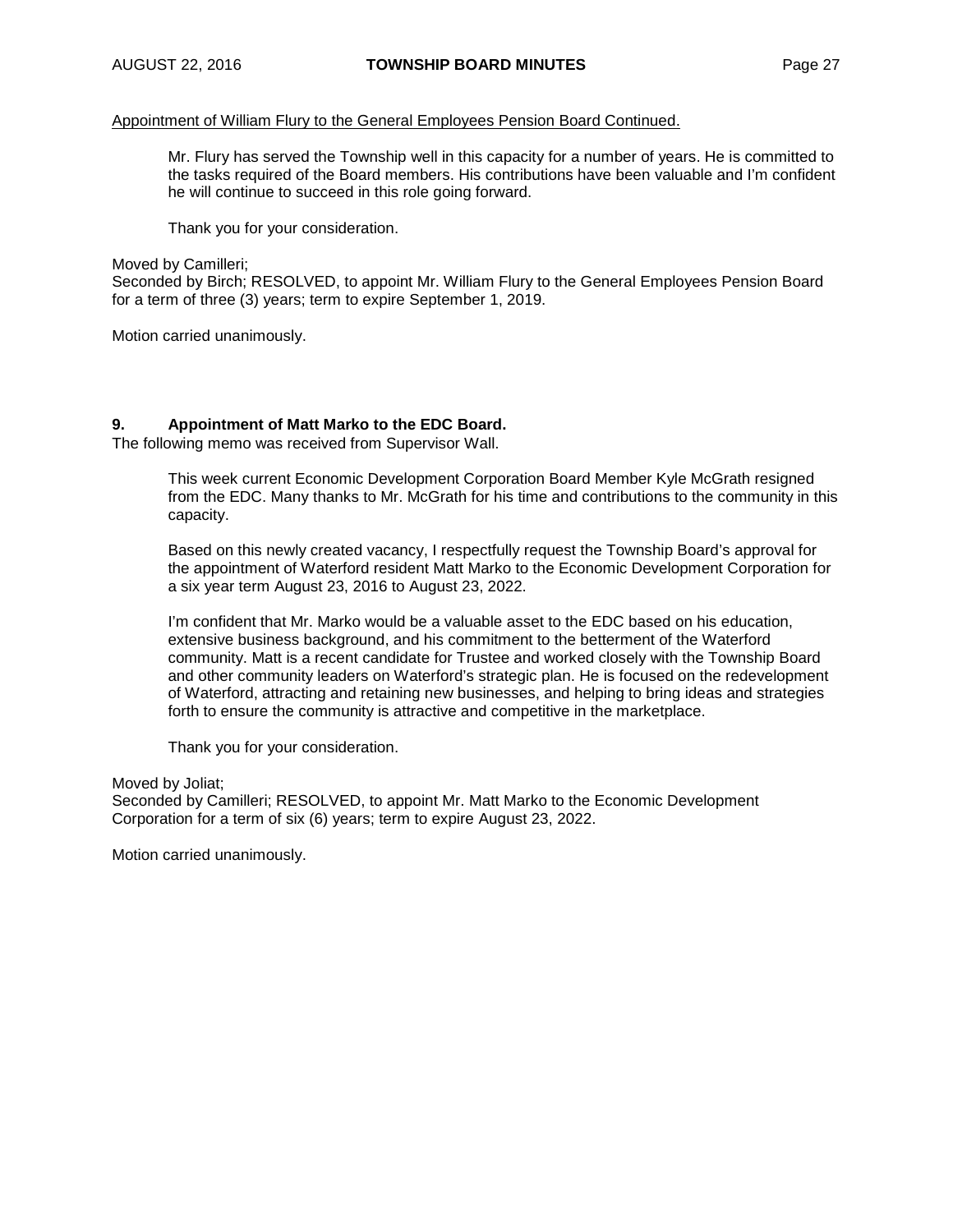Appointment of William Flury to the General Employees Pension Board Continued.

> Mr. Flury has served the Township well in this capacity for a number of years. He is committed to the tasks required of the Board members. His contributions have been valuable and I'm confident he will continue to succeed in this role going forward.
>
> Thank you for your consideration.

Moved by Camilleri;
Seconded by Birch; RESOLVED, to appoint Mr. William Flury to the General Employees Pension Board for a term of three (3) years; term to expire September 1, 2019.

Motion carried unanimously.

**9. Appointment of Matt Marko to the EDC Board.**

The following memo was received from Supervisor Wall.

> This week current Economic Development Corporation Board Member Kyle McGrath resigned from the EDC. Many thanks to Mr. McGrath for his time and contributions to the community in this capacity.
>
> Based on this newly created vacancy, I respectfully request the Township Board's approval for the appointment of Waterford resident Matt Marko to the Economic Development Corporation for a six year term August 23, 2016 to August 23, 2022.
>
> I'm confident that Mr. Marko would be a valuable asset to the EDC based on his education, extensive business background, and his commitment to the betterment of the Waterford community. Matt is a recent candidate for Trustee and worked closely with the Township Board and other community leaders on Waterford's strategic plan. He is focused on the redevelopment of Waterford, attracting and retaining new businesses, and helping to bring ideas and strategies forth to ensure the community is attractive and competitive in the marketplace.
>
> Thank you for your consideration.

Moved by Joliat;
Seconded by Camilleri; RESOLVED, to appoint Mr. Matt Marko to the Economic Development Corporation for a term of six (6) years; term to expire August 23, 2022.

Motion carried unanimously.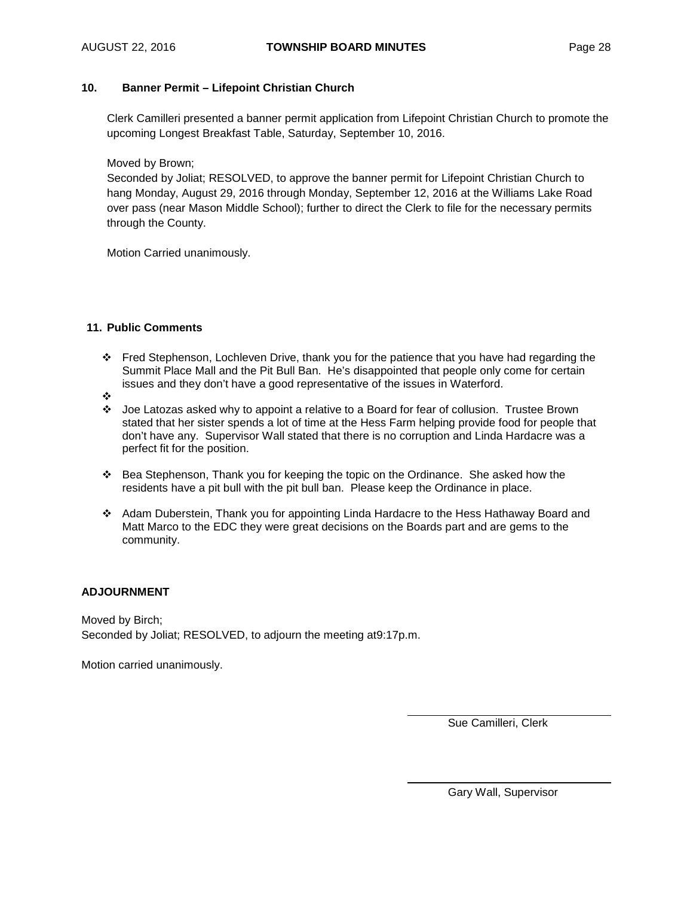## 10. Banner Permit – Lifepoint Christian Church

Clerk Camilleri presented a banner permit application from Lifepoint Christian Church to promote the upcoming Longest Breakfast Table, Saturday, September 10, 2016.

Moved by Brown;
Seconded by Joliat; RESOLVED, to approve the banner permit for Lifepoint Christian Church to hang Monday, August 29, 2016 through Monday, September 12, 2016 at the Williams Lake Road over pass (near Mason Middle School); further to direct the Clerk to file for the necessary permits through the County.

Motion Carried unanimously.

## 11. Public Comments

- Fred Stephenson, Lochleven Drive, thank you for the patience that you have had regarding the Summit Place Mall and the Pit Bull Ban. He's disappointed that people only come for certain issues and they don't have a good representative of the issues in Waterford.
- 
- Joe Latozas asked why to appoint a relative to a Board for fear of collusion. Trustee Brown stated that her sister spends a lot of time at the Hess Farm helping provide food for people that don't have any. Supervisor Wall stated that there is no corruption and Linda Hardacre was a perfect fit for the position.
- Bea Stephenson, Thank you for keeping the topic on the Ordinance. She asked how the residents have a pit bull with the pit bull ban. Please keep the Ordinance in place.
- Adam Duberstein, Thank you for appointing Linda Hardacre to the Hess Hathaway Board and Matt Marco to the EDC they were great decisions on the Boards part and are gems to the community.

## ADJOURNMENT

Moved by Birch;
Seconded by Joliat; RESOLVED, to adjourn the meeting at9:17p.m.

Motion carried unanimously.

Sue Camilleri, Clerk

Gary Wall, Supervisor